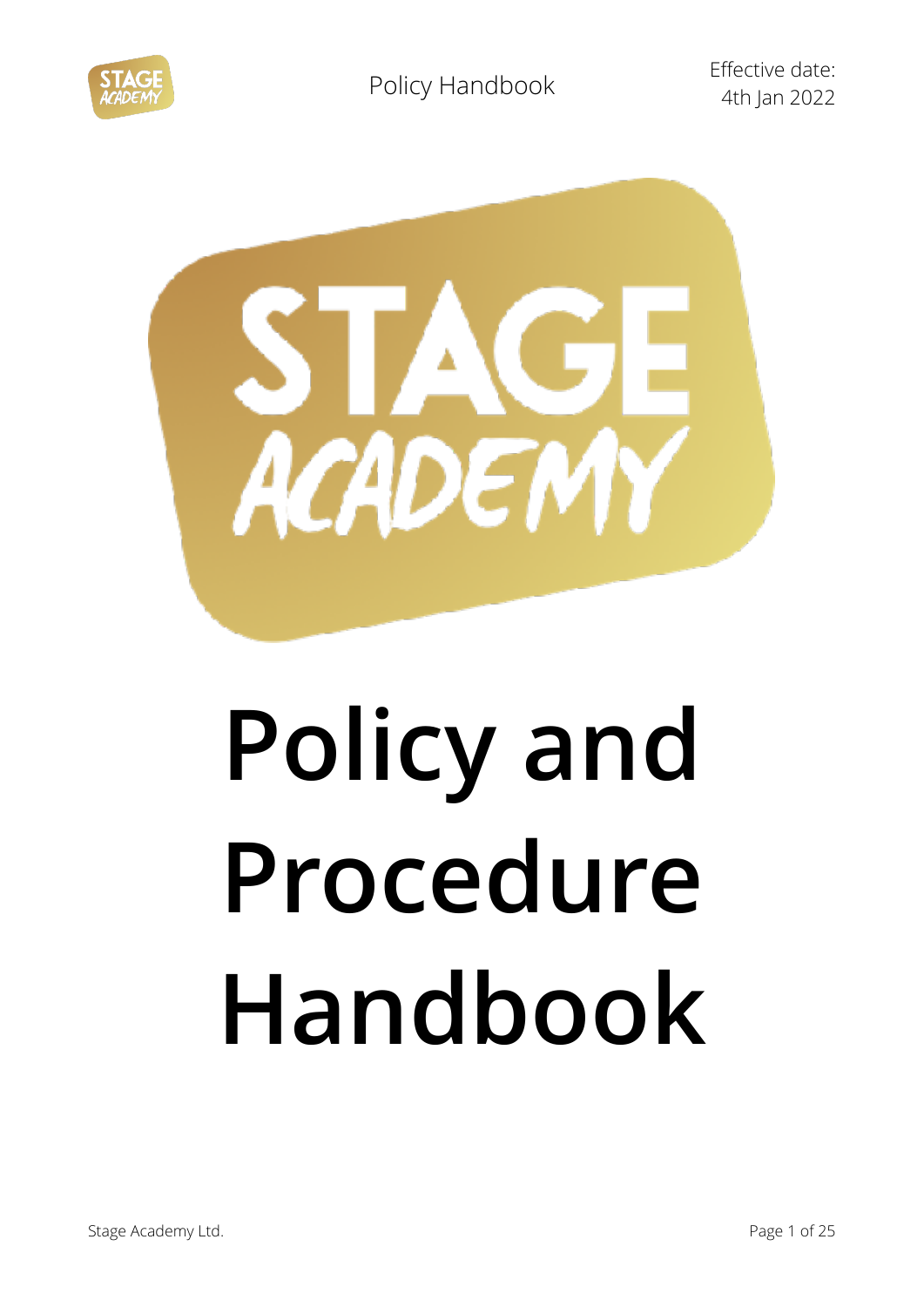# Policy and Procedure Handbook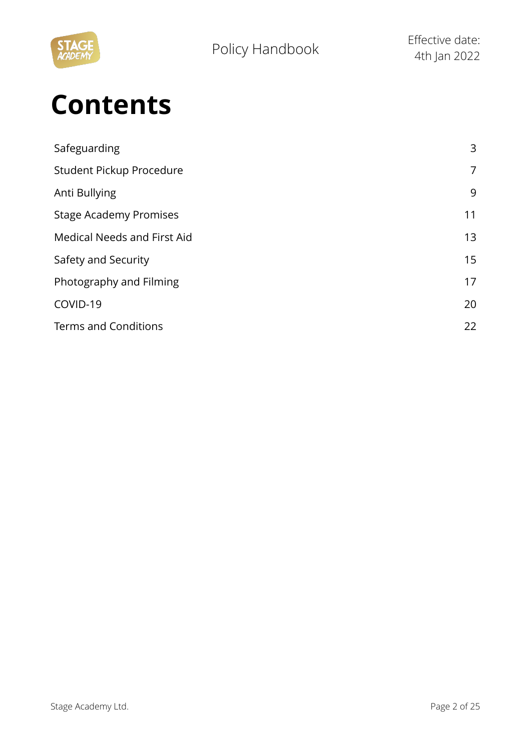# Contents

| | |
|---|---|
| Safeguarding | 3 |
| Student Pickup Procedure | 7 |
| Anti Bullying | 9 |
| Stage Academy Promises | 11 |
| Medical Needs and First Aid | 13 |
| Safety and Security | 15 |
| Photography and Filming | 17 |
| COVID-19 | 20 |
| Terms and Conditions | 22 |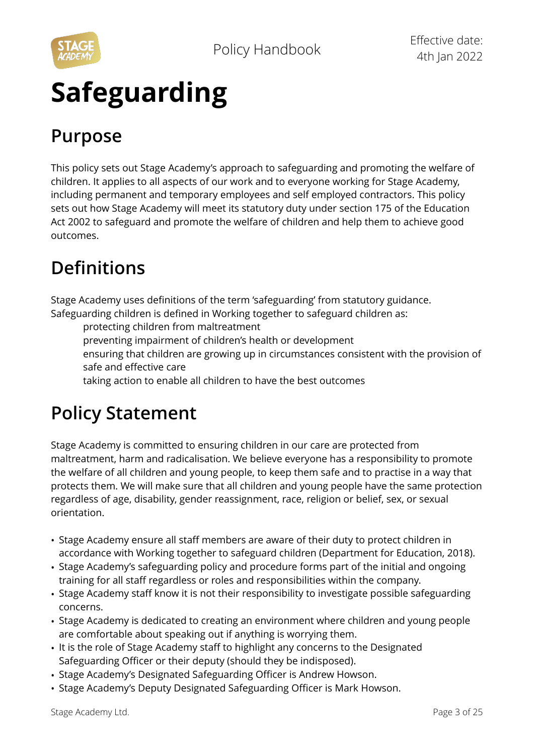# Safeguarding

## Purpose

This policy sets out Stage Academy's approach to safeguarding and promoting the welfare of children. It applies to all aspects of our work and to everyone working for Stage Academy, including permanent and temporary employees and self employed contractors. This policy sets out how Stage Academy will meet its statutory duty under section 175 of the Education Act 2002 to safeguard and promote the welfare of children and help them to achieve good outcomes.

## Definitions

Stage Academy uses definitions of the term 'safeguarding' from statutory guidance. Safeguarding children is defined in Working together to safeguard children as:

- protecting children from maltreatment
- preventing impairment of children's health or development
- ensuring that children are growing up in circumstances consistent with the provision of safe and effective care
- taking action to enable all children to have the best outcomes

## Policy Statement

Stage Academy is committed to ensuring children in our care are protected from maltreatment, harm and radicalisation. We believe everyone has a responsibility to promote the welfare of all children and young people, to keep them safe and to practise in a way that protects them. We will make sure that all children and young people have the same protection regardless of age, disability, gender reassignment, race, religion or belief, sex, or sexual orientation.

- Stage Academy ensure all staff members are aware of their duty to protect children in accordance with Working together to safeguard children (Department for Education, 2018).
- Stage Academy's safeguarding policy and procedure forms part of the initial and ongoing training for all staff regardless or roles and responsibilities within the company.
- Stage Academy staff know it is not their responsibility to investigate possible safeguarding concerns.
- Stage Academy is dedicated to creating an environment where children and young people are comfortable about speaking out if anything is worrying them.
- It is the role of Stage Academy staff to highlight any concerns to the Designated Safeguarding Officer or their deputy (should they be indisposed).
- Stage Academy's Designated Safeguarding Officer is Andrew Howson.
- Stage Academy's Deputy Designated Safeguarding Officer is Mark Howson.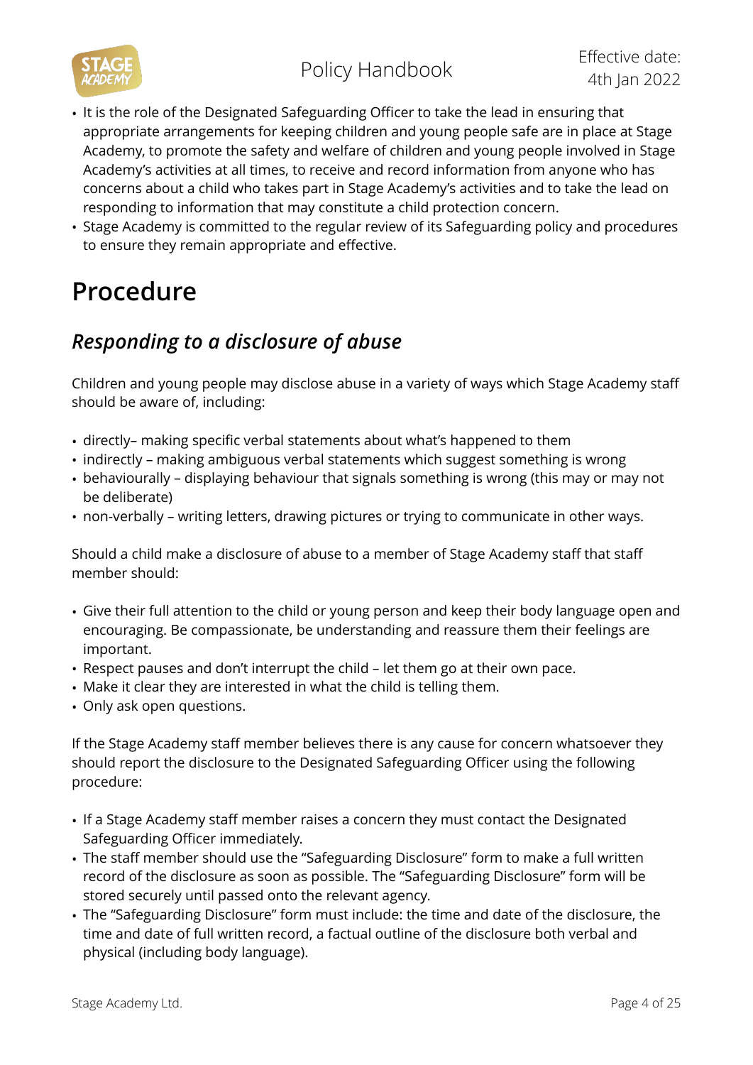- It is the role of the Designated Safeguarding Officer to take the lead in ensuring that appropriate arrangements for keeping children and young people safe are in place at Stage Academy, to promote the safety and welfare of children and young people involved in Stage Academy's activities at all times, to receive and record information from anyone who has concerns about a child who takes part in Stage Academy's activities and to take the lead on responding to information that may constitute a child protection concern.
- Stage Academy is committed to the regular review of its Safeguarding policy and procedures to ensure they remain appropriate and effective.

# Procedure

## *Responding to a disclosure of abuse*

Children and young people may disclose abuse in a variety of ways which Stage Academy staff should be aware of, including:

- directly– making specific verbal statements about what's happened to them
- indirectly – making ambiguous verbal statements which suggest something is wrong
- behaviourally – displaying behaviour that signals something is wrong (this may or may not be deliberate)
- non-verbally – writing letters, drawing pictures or trying to communicate in other ways.

Should a child make a disclosure of abuse to a member of Stage Academy staff that staff member should:

- Give their full attention to the child or young person and keep their body language open and encouraging. Be compassionate, be understanding and reassure them their feelings are important.
- Respect pauses and don't interrupt the child – let them go at their own pace.
- Make it clear they are interested in what the child is telling them.
- Only ask open questions.

If the Stage Academy staff member believes there is any cause for concern whatsoever they should report the disclosure to the Designated Safeguarding Officer using the following procedure:

- If a Stage Academy staff member raises a concern they must contact the Designated Safeguarding Officer immediately.
- The staff member should use the "Safeguarding Disclosure" form to make a full written record of the disclosure as soon as possible. The "Safeguarding Disclosure" form will be stored securely until passed onto the relevant agency.
- The "Safeguarding Disclosure" form must include: the time and date of the disclosure, the time and date of full written record, a factual outline of the disclosure both verbal and physical (including body language).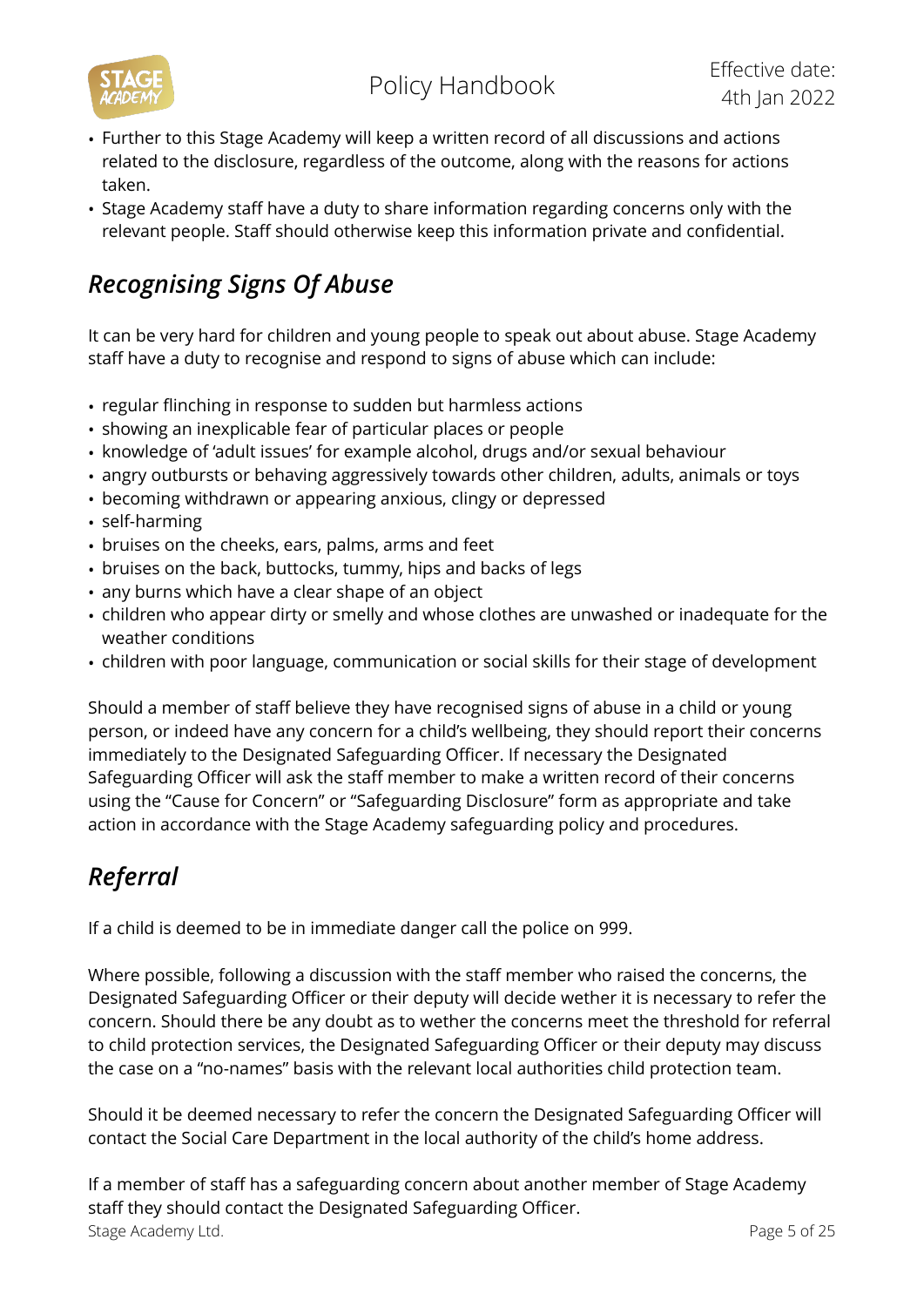- Further to this Stage Academy will keep a written record of all discussions and actions related to the disclosure, regardless of the outcome, along with the reasons for actions taken.
- Stage Academy staff have a duty to share information regarding concerns only with the relevant people. Staff should otherwise keep this information private and confidential.

## *Recognising Signs Of Abuse*

It can be very hard for children and young people to speak out about abuse. Stage Academy staff have a duty to recognise and respond to signs of abuse which can include:

- regular flinching in response to sudden but harmless actions
- showing an inexplicable fear of particular places or people
- knowledge of 'adult issues' for example alcohol, drugs and/or sexual behaviour
- angry outbursts or behaving aggressively towards other children, adults, animals or toys
- becoming withdrawn or appearing anxious, clingy or depressed
- self-harming
- bruises on the cheeks, ears, palms, arms and feet
- bruises on the back, buttocks, tummy, hips and backs of legs
- any burns which have a clear shape of an object
- children who appear dirty or smelly and whose clothes are unwashed or inadequate for the weather conditions
- children with poor language, communication or social skills for their stage of development

Should a member of staff believe they have recognised signs of abuse in a child or young person, or indeed have any concern for a child's wellbeing, they should report their concerns immediately to the Designated Safeguarding Officer. If necessary the Designated Safeguarding Officer will ask the staff member to make a written record of their concerns using the "Cause for Concern" or "Safeguarding Disclosure" form as appropriate and take action in accordance with the Stage Academy safeguarding policy and procedures.

## *Referral*

If a child is deemed to be in immediate danger call the police on 999.

Where possible, following a discussion with the staff member who raised the concerns, the Designated Safeguarding Officer or their deputy will decide wether it is necessary to refer the concern. Should there be any doubt as to wether the concerns meet the threshold for referral to child protection services, the Designated Safeguarding Officer or their deputy may discuss the case on a "no-names" basis with the relevant local authorities child protection team.

Should it be deemed necessary to refer the concern the Designated Safeguarding Officer will contact the Social Care Department in the local authority of the child's home address.

If a member of staff has a safeguarding concern about another member of Stage Academy staff they should contact the Designated Safeguarding Officer.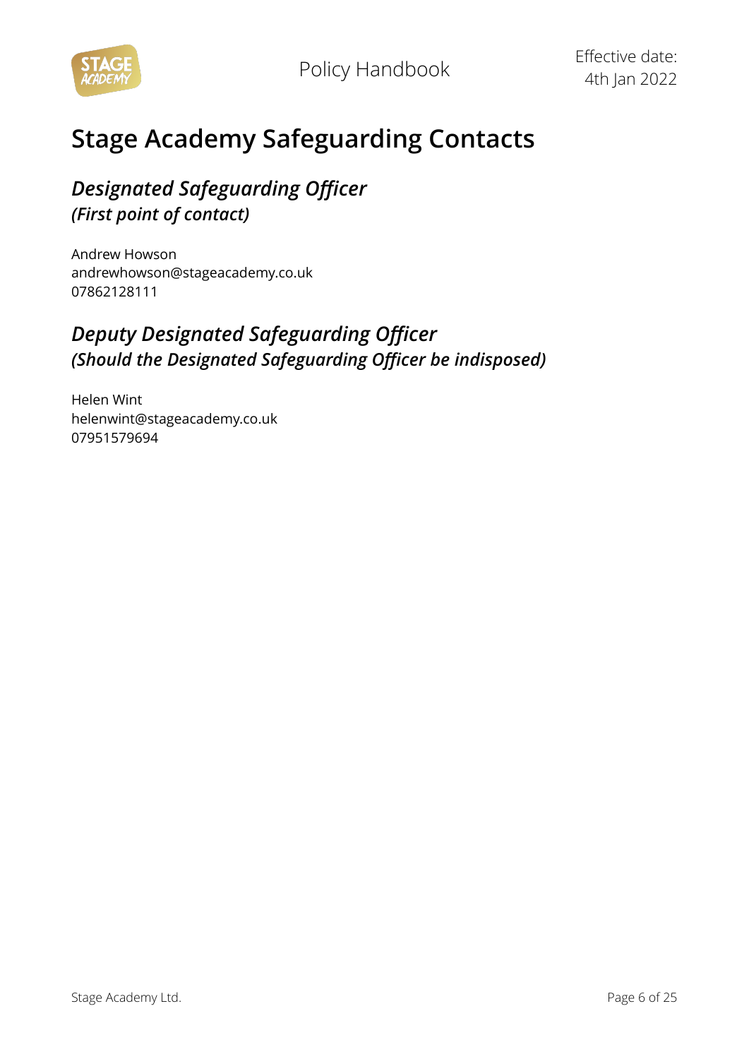# Stage Academy Safeguarding Contacts

## *Designated Safeguarding Officer*
### *(First point of contact)*

Andrew Howson
andrewhowson@stageacademy.co.uk
07862128111

## *Deputy Designated Safeguarding Officer*
### *(Should the Designated Safeguarding Officer be indisposed)*

Helen Wint
helenwint@stageacademy.co.uk
07951579694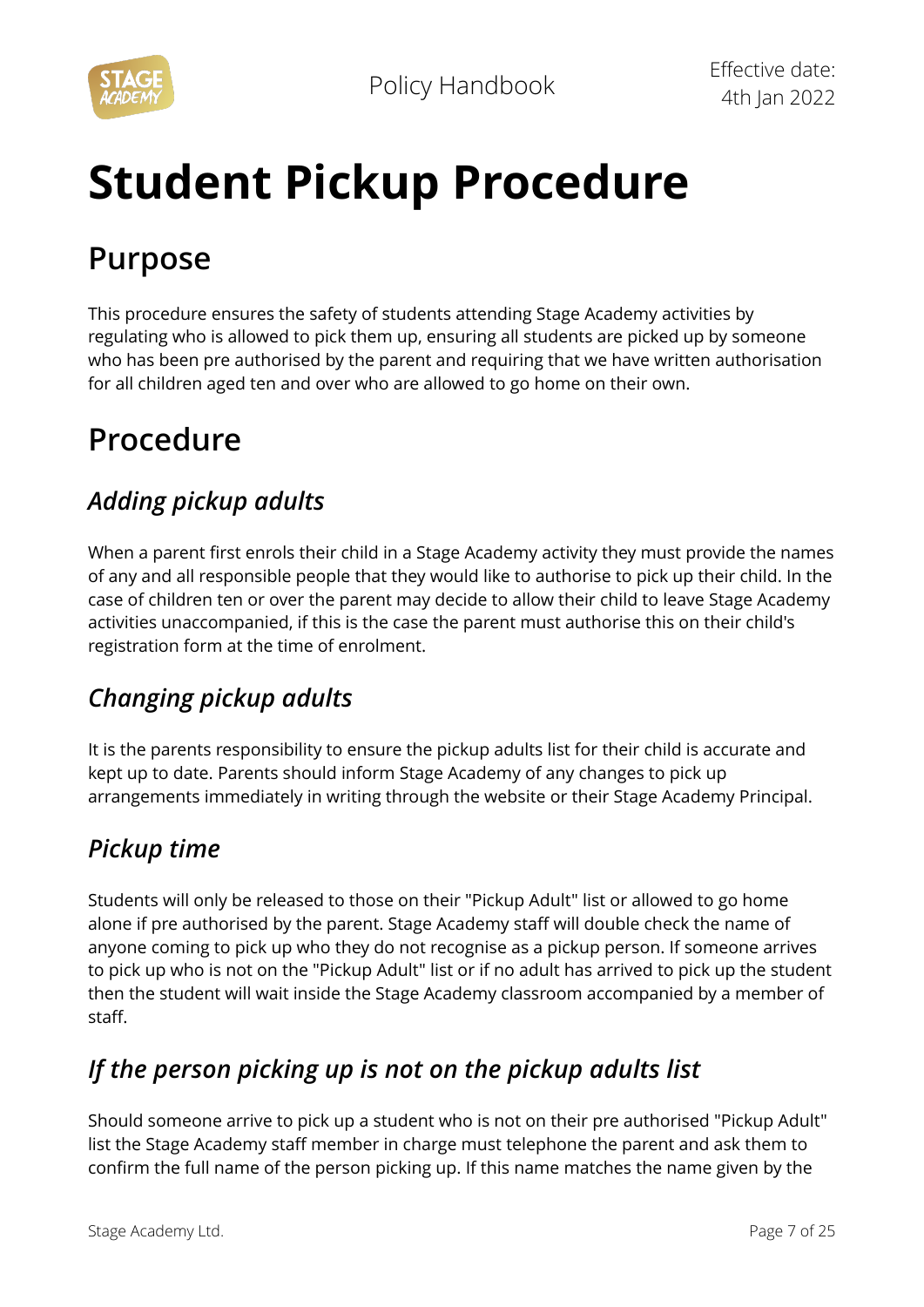# Student Pickup Procedure

## Purpose

This procedure ensures the safety of students attending Stage Academy activities by regulating who is allowed to pick them up, ensuring all students are picked up by someone who has been pre authorised by the parent and requiring that we have written authorisation for all children aged ten and over who are allowed to go home on their own.

## Procedure

### *Adding pickup adults*

When a parent first enrols their child in a Stage Academy activity they must provide the names of any and all responsible people that they would like to authorise to pick up their child. In the case of children ten or over the parent may decide to allow their child to leave Stage Academy activities unaccompanied, if this is the case the parent must authorise this on their child's registration form at the time of enrolment.

### *Changing pickup adults*

It is the parents responsibility to ensure the pickup adults list for their child is accurate and kept up to date. Parents should inform Stage Academy of any changes to pick up arrangements immediately in writing through the website or their Stage Academy Principal.

### *Pickup time*

Students will only be released to those on their "Pickup Adult" list or allowed to go home alone if pre authorised by the parent. Stage Academy staff will double check the name of anyone coming to pick up who they do not recognise as a pickup person. If someone arrives to pick up who is not on the "Pickup Adult" list or if no adult has arrived to pick up the student then the student will wait inside the Stage Academy classroom accompanied by a member of staff.

### *If the person picking up is not on the pickup adults list*

Should someone arrive to pick up a student who is not on their pre authorised "Pickup Adult" list the Stage Academy staff member in charge must telephone the parent and ask them to confirm the full name of the person picking up. If this name matches the name given by the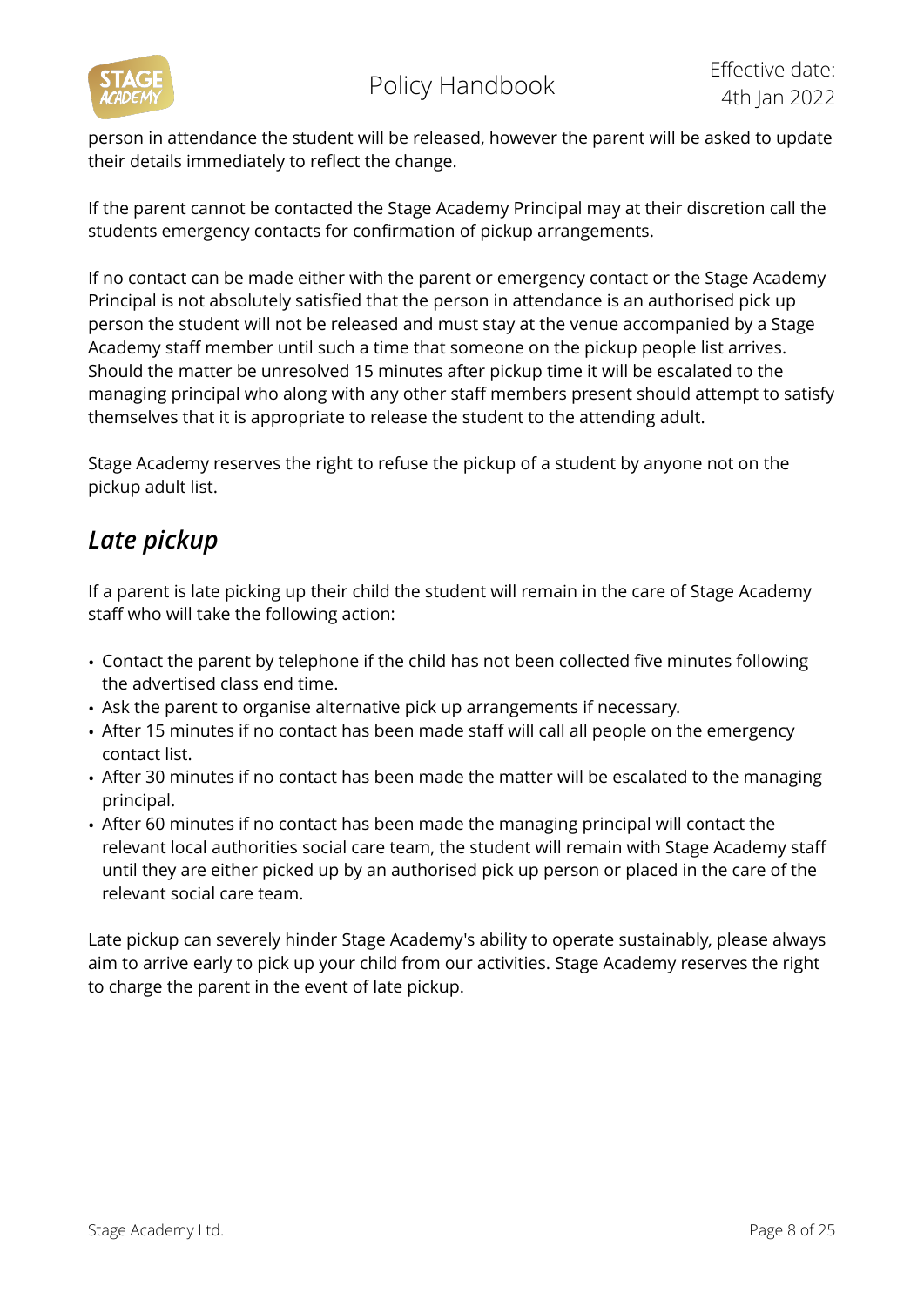person in attendance the student will be released, however the parent will be asked to update their details immediately to reflect the change.

If the parent cannot be contacted the Stage Academy Principal may at their discretion call the students emergency contacts for confirmation of pickup arrangements.

If no contact can be made either with the parent or emergency contact or the Stage Academy Principal is not absolutely satisfied that the person in attendance is an authorised pick up person the student will not be released and must stay at the venue accompanied by a Stage Academy staff member until such a time that someone on the pickup people list arrives. Should the matter be unresolved 15 minutes after pickup time it will be escalated to the managing principal who along with any other staff members present should attempt to satisfy themselves that it is appropriate to release the student to the attending adult.

Stage Academy reserves the right to refuse the pickup of a student by anyone not on the pickup adult list.

## *Late pickup*

If a parent is late picking up their child the student will remain in the care of Stage Academy staff who will take the following action:

- Contact the parent by telephone if the child has not been collected five minutes following the advertised class end time.
- Ask the parent to organise alternative pick up arrangements if necessary.
- After 15 minutes if no contact has been made staff will call all people on the emergency contact list.
- After 30 minutes if no contact has been made the matter will be escalated to the managing principal.
- After 60 minutes if no contact has been made the managing principal will contact the relevant local authorities social care team, the student will remain with Stage Academy staff until they are either picked up by an authorised pick up person or placed in the care of the relevant social care team.

Late pickup can severely hinder Stage Academy's ability to operate sustainably, please always aim to arrive early to pick up your child from our activities. Stage Academy reserves the right to charge the parent in the event of late pickup.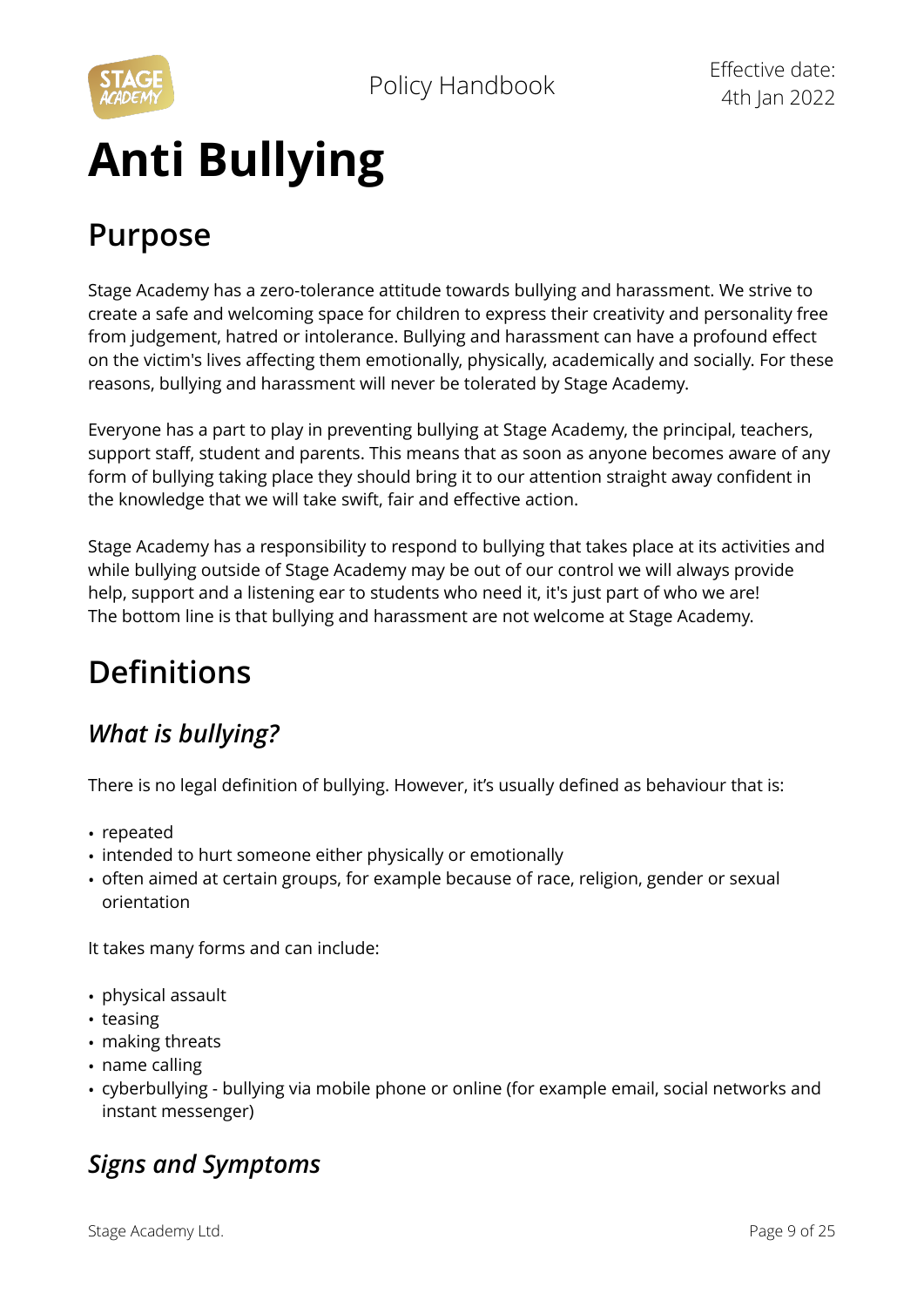# Anti Bullying

## Purpose

Stage Academy has a zero-tolerance attitude towards bullying and harassment. We strive to create a safe and welcoming space for children to express their creativity and personality free from judgement, hatred or intolerance. Bullying and harassment can have a profound effect on the victim's lives affecting them emotionally, physically, academically and socially. For these reasons, bullying and harassment will never be tolerated by Stage Academy.

Everyone has a part to play in preventing bullying at Stage Academy, the principal, teachers, support staff, student and parents. This means that as soon as anyone becomes aware of any form of bullying taking place they should bring it to our attention straight away confident in the knowledge that we will take swift, fair and effective action.

Stage Academy has a responsibility to respond to bullying that takes place at its activities and while bullying outside of Stage Academy may be out of our control we will always provide help, support and a listening ear to students who need it, it's just part of who we are!
The bottom line is that bullying and harassment are not welcome at Stage Academy.

## Definitions

### *What is bullying?*

There is no legal definition of bullying. However, it's usually defined as behaviour that is:

- repeated
- intended to hurt someone either physically or emotionally
- often aimed at certain groups, for example because of race, religion, gender or sexual orientation

It takes many forms and can include:

- physical assault
- teasing
- making threats
- name calling
- cyberbullying - bullying via mobile phone or online (for example email, social networks and instant messenger)

### *Signs and Symptoms*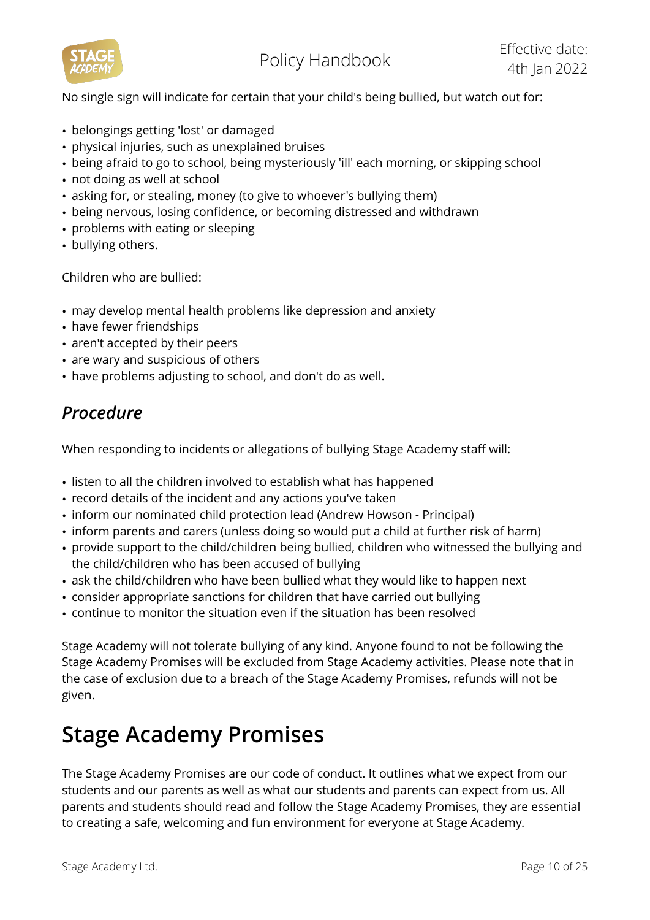No single sign will indicate for certain that your child's being bullied, but watch out for:

- belongings getting 'lost' or damaged
- physical injuries, such as unexplained bruises
- being afraid to go to school, being mysteriously 'ill' each morning, or skipping school
- not doing as well at school
- asking for, or stealing, money (to give to whoever's bullying them)
- being nervous, losing confidence, or becoming distressed and withdrawn
- problems with eating or sleeping
- bullying others.

Children who are bullied:

- may develop mental health problems like depression and anxiety
- have fewer friendships
- aren't accepted by their peers
- are wary and suspicious of others
- have problems adjusting to school, and don't do as well.

## *Procedure*

When responding to incidents or allegations of bullying Stage Academy staff will:

- listen to all the children involved to establish what has happened
- record details of the incident and any actions you've taken
- inform our nominated child protection lead (Andrew Howson - Principal)
- inform parents and carers (unless doing so would put a child at further risk of harm)
- provide support to the child/children being bullied, children who witnessed the bullying and the child/children who has been accused of bullying
- ask the child/children who have been bullied what they would like to happen next
- consider appropriate sanctions for children that have carried out bullying
- continue to monitor the situation even if the situation has been resolved

Stage Academy will not tolerate bullying of any kind. Anyone found to not be following the Stage Academy Promises will be excluded from Stage Academy activities. Please note that in the case of exclusion due to a breach of the Stage Academy Promises, refunds will not be given.

# Stage Academy Promises

The Stage Academy Promises are our code of conduct. It outlines what we expect from our students and our parents as well as what our students and parents can expect from us. All parents and students should read and follow the Stage Academy Promises, they are essential to creating a safe, welcoming and fun environment for everyone at Stage Academy.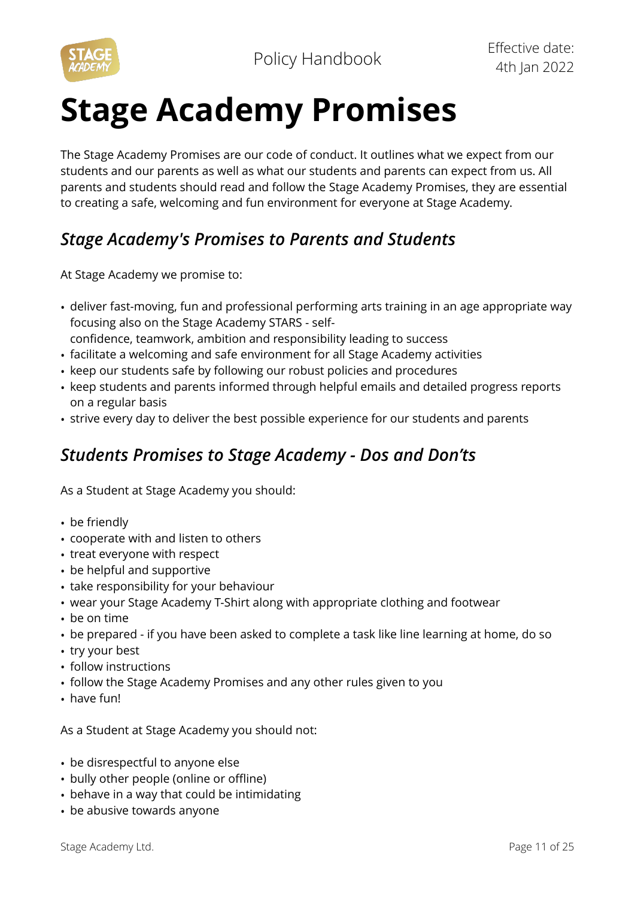# Stage Academy Promises

The Stage Academy Promises are our code of conduct. It outlines what we expect from our students and our parents as well as what our students and parents can expect from us. All parents and students should read and follow the Stage Academy Promises, they are essential to creating a safe, welcoming and fun environment for everyone at Stage Academy.

## *Stage Academy's Promises to Parents and Students*

At Stage Academy we promise to:

- deliver fast-moving, fun and professional performing arts training in an age appropriate way focusing also on the Stage Academy STARS - self-confidence, teamwork, ambition and responsibility leading to success
- facilitate a welcoming and safe environment for all Stage Academy activities
- keep our students safe by following our robust policies and procedures
- keep students and parents informed through helpful emails and detailed progress reports on a regular basis
- strive every day to deliver the best possible experience for our students and parents

## *Students Promises to Stage Academy - Dos and Don'ts*

As a Student at Stage Academy you should:

- be friendly
- cooperate with and listen to others
- treat everyone with respect
- be helpful and supportive
- take responsibility for your behaviour
- wear your Stage Academy T-Shirt along with appropriate clothing and footwear
- be on time
- be prepared - if you have been asked to complete a task like line learning at home, do so
- try your best
- follow instructions
- follow the Stage Academy Promises and any other rules given to you
- have fun!

As a Student at Stage Academy you should not:

- be disrespectful to anyone else
- bully other people (online or offline)
- behave in a way that could be intimidating
- be abusive towards anyone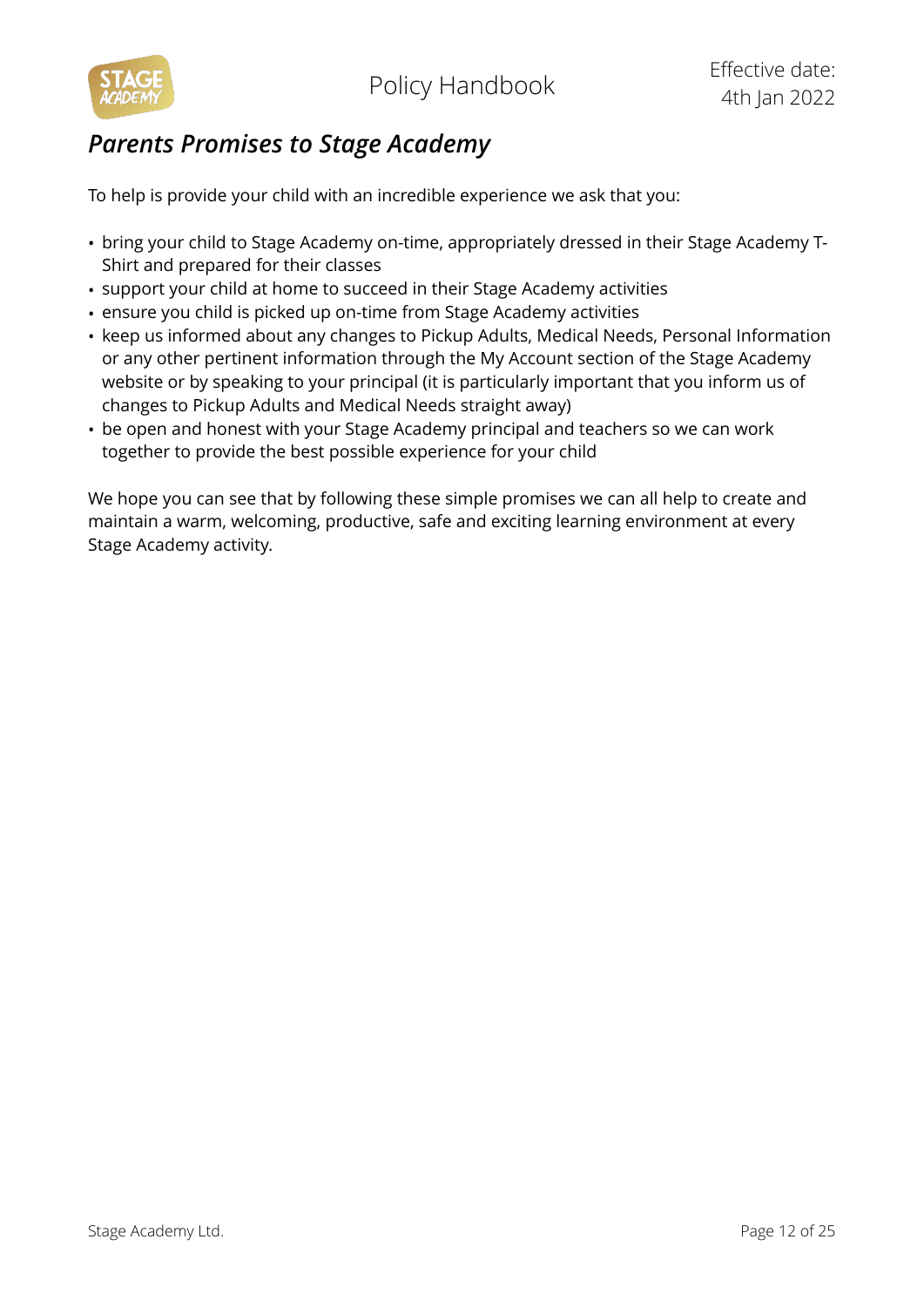## *Parents Promises to Stage Academy*

To help is provide your child with an incredible experience we ask that you:

- bring your child to Stage Academy on-time, appropriately dressed in their Stage Academy T-Shirt and prepared for their classes
- support your child at home to succeed in their Stage Academy activities
- ensure you child is picked up on-time from Stage Academy activities
- keep us informed about any changes to Pickup Adults, Medical Needs, Personal Information or any other pertinent information through the My Account section of the Stage Academy website or by speaking to your principal (it is particularly important that you inform us of changes to Pickup Adults and Medical Needs straight away)
- be open and honest with your Stage Academy principal and teachers so we can work together to provide the best possible experience for your child

We hope you can see that by following these simple promises we can all help to create and maintain a warm, welcoming, productive, safe and exciting learning environment at every Stage Academy activity.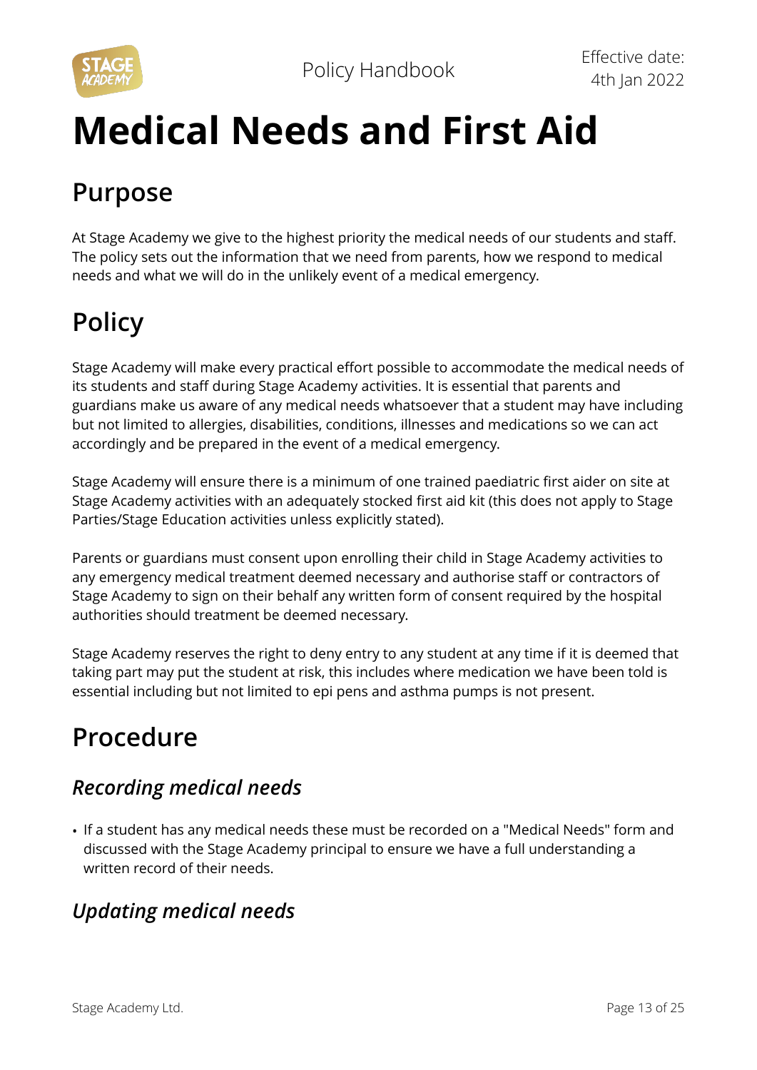# Medical Needs and First Aid

## Purpose

At Stage Academy we give to the highest priority the medical needs of our students and staff. The policy sets out the information that we need from parents, how we respond to medical needs and what we will do in the unlikely event of a medical emergency.

## Policy

Stage Academy will make every practical effort possible to accommodate the medical needs of its students and staff during Stage Academy activities. It is essential that parents and guardians make us aware of any medical needs whatsoever that a student may have including but not limited to allergies, disabilities, conditions, illnesses and medications so we can act accordingly and be prepared in the event of a medical emergency.

Stage Academy will ensure there is a minimum of one trained paediatric first aider on site at Stage Academy activities with an adequately stocked first aid kit (this does not apply to Stage Parties/Stage Education activities unless explicitly stated).

Parents or guardians must consent upon enrolling their child in Stage Academy activities to any emergency medical treatment deemed necessary and authorise staff or contractors of Stage Academy to sign on their behalf any written form of consent required by the hospital authorities should treatment be deemed necessary.

Stage Academy reserves the right to deny entry to any student at any time if it is deemed that taking part may put the student at risk, this includes where medication we have been told is essential including but not limited to epi pens and asthma pumps is not present.

## Procedure

### *Recording medical needs*

- If a student has any medical needs these must be recorded on a "Medical Needs" form and discussed with the Stage Academy principal to ensure we have a full understanding a written record of their needs.

### *Updating medical needs*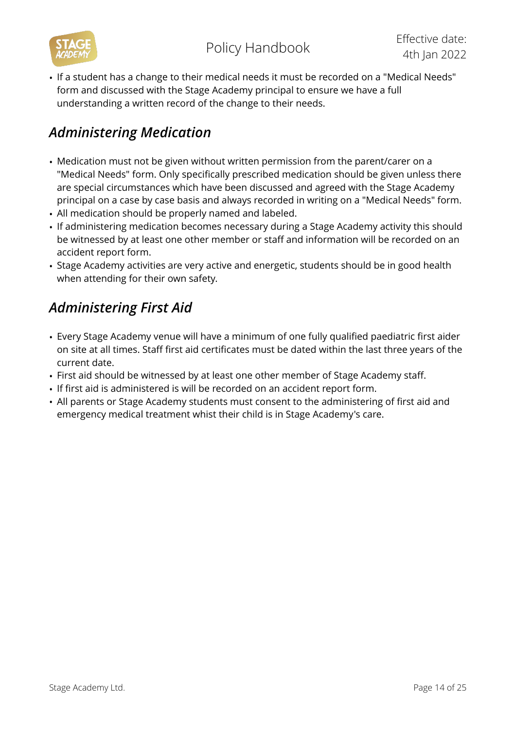- If a student has a change to their medical needs it must be recorded on a "Medical Needs" form and discussed with the Stage Academy principal to ensure we have a full understanding a written record of the change to their needs.

## *Administering Medication*

- Medication must not be given without written permission from the parent/carer on a "Medical Needs" form. Only specifically prescribed medication should be given unless there are special circumstances which have been discussed and agreed with the Stage Academy principal on a case by case basis and always recorded in writing on a "Medical Needs" form.
- All medication should be properly named and labeled.
- If administering medication becomes necessary during a Stage Academy activity this should be witnessed by at least one other member or staff and information will be recorded on an accident report form.
- Stage Academy activities are very active and energetic, students should be in good health when attending for their own safety.

## *Administering First Aid*

- Every Stage Academy venue will have a minimum of one fully qualified paediatric first aider on site at all times. Staff first aid certificates must be dated within the last three years of the current date.
- First aid should be witnessed by at least one other member of Stage Academy staff.
- If first aid is administered is will be recorded on an accident report form.
- All parents or Stage Academy students must consent to the administering of first aid and emergency medical treatment whist their child is in Stage Academy's care.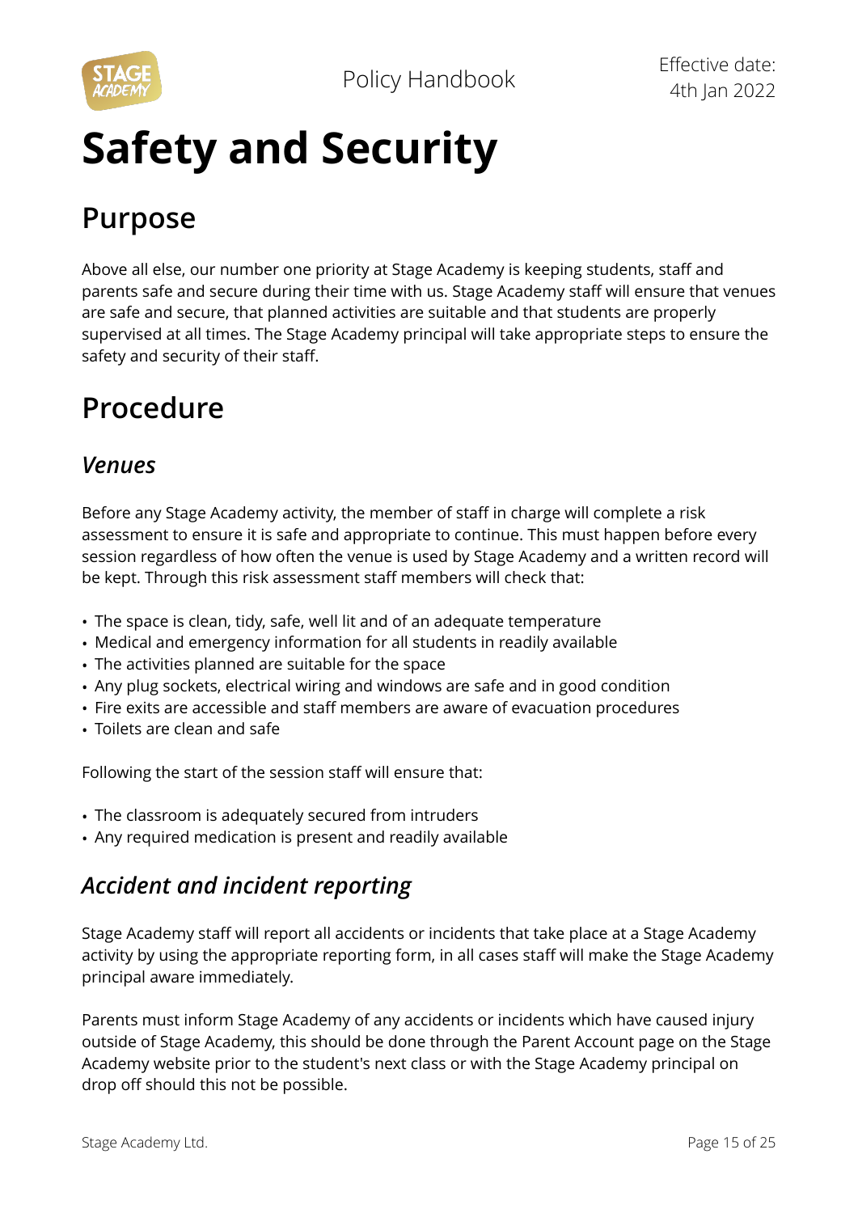# Safety and Security

## Purpose

Above all else, our number one priority at Stage Academy is keeping students, staff and parents safe and secure during their time with us. Stage Academy staff will ensure that venues are safe and secure, that planned activities are suitable and that students are properly supervised at all times. The Stage Academy principal will take appropriate steps to ensure the safety and security of their staff.

## Procedure

### *Venues*

Before any Stage Academy activity, the member of staff in charge will complete a risk assessment to ensure it is safe and appropriate to continue. This must happen before every session regardless of how often the venue is used by Stage Academy and a written record will be kept. Through this risk assessment staff members will check that:

- The space is clean, tidy, safe, well lit and of an adequate temperature
- Medical and emergency information for all students in readily available
- The activities planned are suitable for the space
- Any plug sockets, electrical wiring and windows are safe and in good condition
- Fire exits are accessible and staff members are aware of evacuation procedures
- Toilets are clean and safe

Following the start of the session staff will ensure that:

- The classroom is adequately secured from intruders
- Any required medication is present and readily available

### *Accident and incident reporting*

Stage Academy staff will report all accidents or incidents that take place at a Stage Academy activity by using the appropriate reporting form, in all cases staff will make the Stage Academy principal aware immediately.

Parents must inform Stage Academy of any accidents or incidents which have caused injury outside of Stage Academy, this should be done through the Parent Account page on the Stage Academy website prior to the student's next class or with the Stage Academy principal on drop off should this not be possible.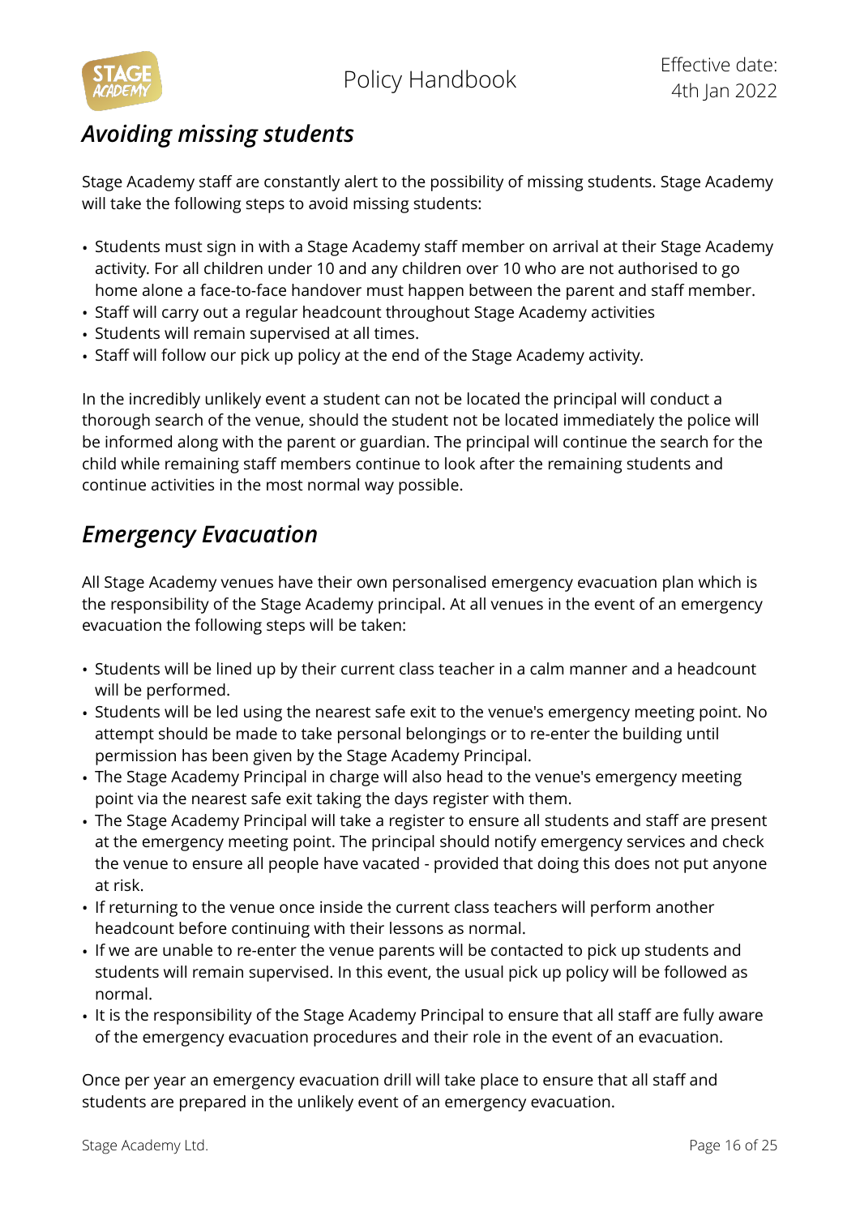## *Avoiding missing students*

Stage Academy staff are constantly alert to the possibility of missing students. Stage Academy will take the following steps to avoid missing students:

- Students must sign in with a Stage Academy staff member on arrival at their Stage Academy activity. For all children under 10 and any children over 10 who are not authorised to go home alone a face-to-face handover must happen between the parent and staff member.
- Staff will carry out a regular headcount throughout Stage Academy activities
- Students will remain supervised at all times.
- Staff will follow our pick up policy at the end of the Stage Academy activity.

In the incredibly unlikely event a student can not be located the principal will conduct a thorough search of the venue, should the student not be located immediately the police will be informed along with the parent or guardian. The principal will continue the search for the child while remaining staff members continue to look after the remaining students and continue activities in the most normal way possible.

## *Emergency Evacuation*

All Stage Academy venues have their own personalised emergency evacuation plan which is the responsibility of the Stage Academy principal. At all venues in the event of an emergency evacuation the following steps will be taken:

- Students will be lined up by their current class teacher in a calm manner and a headcount will be performed.
- Students will be led using the nearest safe exit to the venue's emergency meeting point. No attempt should be made to take personal belongings or to re-enter the building until permission has been given by the Stage Academy Principal.
- The Stage Academy Principal in charge will also head to the venue's emergency meeting point via the nearest safe exit taking the days register with them.
- The Stage Academy Principal will take a register to ensure all students and staff are present at the emergency meeting point. The principal should notify emergency services and check the venue to ensure all people have vacated - provided that doing this does not put anyone at risk.
- If returning to the venue once inside the current class teachers will perform another headcount before continuing with their lessons as normal.
- If we are unable to re-enter the venue parents will be contacted to pick up students and students will remain supervised. In this event, the usual pick up policy will be followed as normal.
- It is the responsibility of the Stage Academy Principal to ensure that all staff are fully aware of the emergency evacuation procedures and their role in the event of an evacuation.

Once per year an emergency evacuation drill will take place to ensure that all staff and students are prepared in the unlikely event of an emergency evacuation.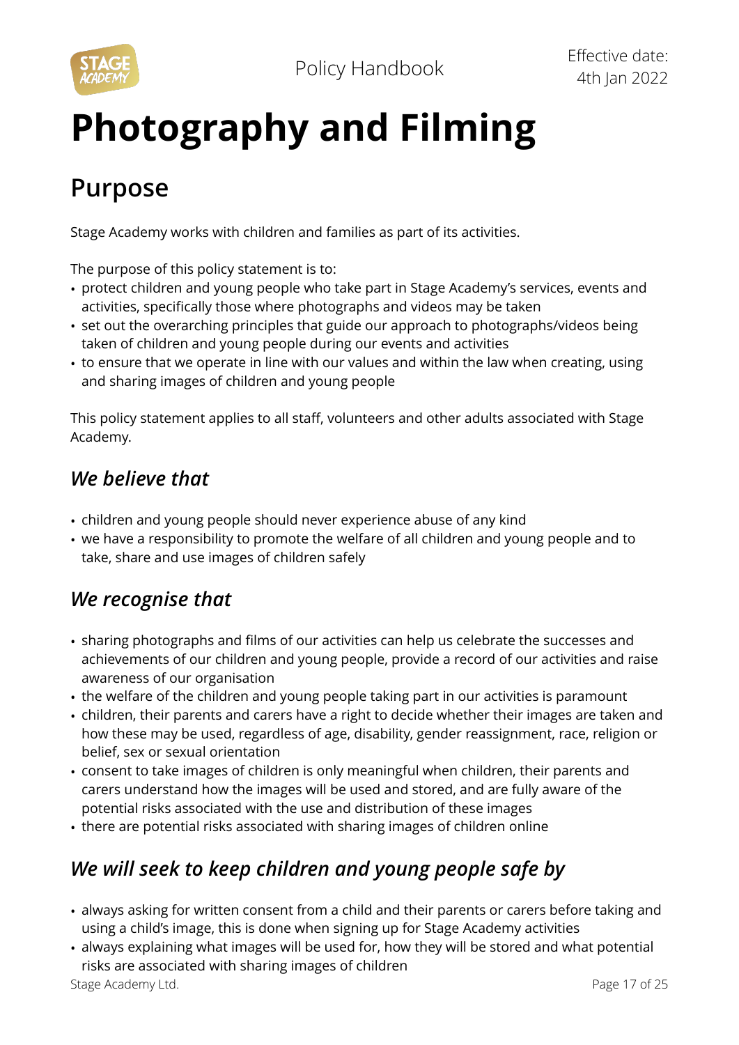# Photography and Filming

## Purpose

Stage Academy works with children and families as part of its activities.

The purpose of this policy statement is to:

- protect children and young people who take part in Stage Academy's services, events and activities, specifically those where photographs and videos may be taken
- set out the overarching principles that guide our approach to photographs/videos being taken of children and young people during our events and activities
- to ensure that we operate in line with our values and within the law when creating, using and sharing images of children and young people

This policy statement applies to all staff, volunteers and other adults associated with Stage Academy.

### *We believe that*

- children and young people should never experience abuse of any kind
- we have a responsibility to promote the welfare of all children and young people and to take, share and use images of children safely

### *We recognise that*

- sharing photographs and films of our activities can help us celebrate the successes and achievements of our children and young people, provide a record of our activities and raise awareness of our organisation
- the welfare of the children and young people taking part in our activities is paramount
- children, their parents and carers have a right to decide whether their images are taken and how these may be used, regardless of age, disability, gender reassignment, race, religion or belief, sex or sexual orientation
- consent to take images of children is only meaningful when children, their parents and carers understand how the images will be used and stored, and are fully aware of the potential risks associated with the use and distribution of these images
- there are potential risks associated with sharing images of children online

### *We will seek to keep children and young people safe by*

- always asking for written consent from a child and their parents or carers before taking and using a child's image, this is done when signing up for Stage Academy activities
- always explaining what images will be used for, how they will be stored and what potential risks are associated with sharing images of children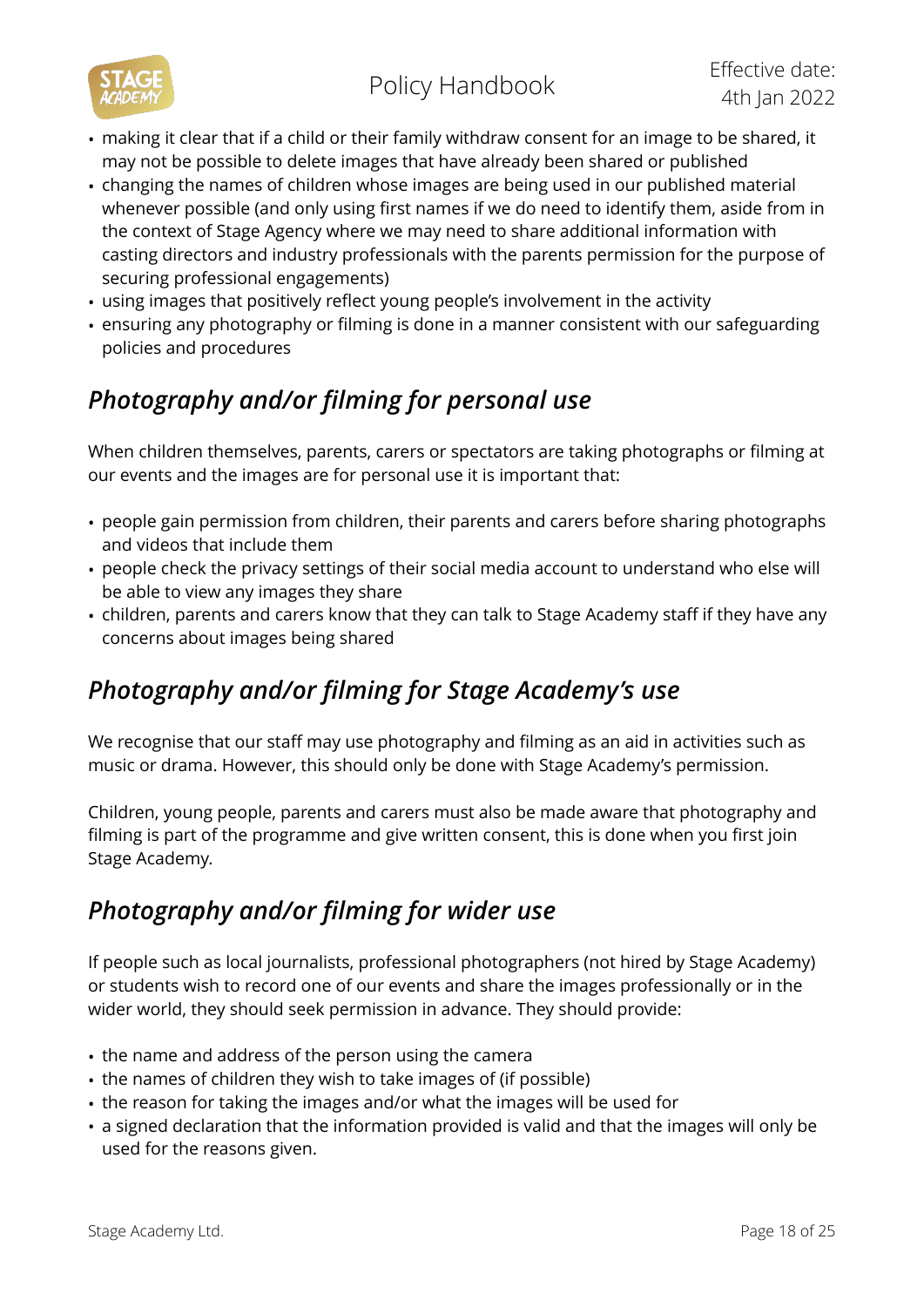- making it clear that if a child or their family withdraw consent for an image to be shared, it may not be possible to delete images that have already been shared or published
- changing the names of children whose images are being used in our published material whenever possible (and only using first names if we do need to identify them, aside from in the context of Stage Agency where we may need to share additional information with casting directors and industry professionals with the parents permission for the purpose of securing professional engagements)
- using images that positively reflect young people's involvement in the activity
- ensuring any photography or filming is done in a manner consistent with our safeguarding policies and procedures

## *Photography and/or filming for personal use*

When children themselves, parents, carers or spectators are taking photographs or filming at our events and the images are for personal use it is important that:

- people gain permission from children, their parents and carers before sharing photographs and videos that include them
- people check the privacy settings of their social media account to understand who else will be able to view any images they share
- children, parents and carers know that they can talk to Stage Academy staff if they have any concerns about images being shared

## *Photography and/or filming for Stage Academy's use*

We recognise that our staff may use photography and filming as an aid in activities such as music or drama. However, this should only be done with Stage Academy's permission.

Children, young people, parents and carers must also be made aware that photography and filming is part of the programme and give written consent, this is done when you first join Stage Academy.

## *Photography and/or filming for wider use*

If people such as local journalists, professional photographers (not hired by Stage Academy) or students wish to record one of our events and share the images professionally or in the wider world, they should seek permission in advance. They should provide:

- the name and address of the person using the camera
- the names of children they wish to take images of (if possible)
- the reason for taking the images and/or what the images will be used for
- a signed declaration that the information provided is valid and that the images will only be used for the reasons given.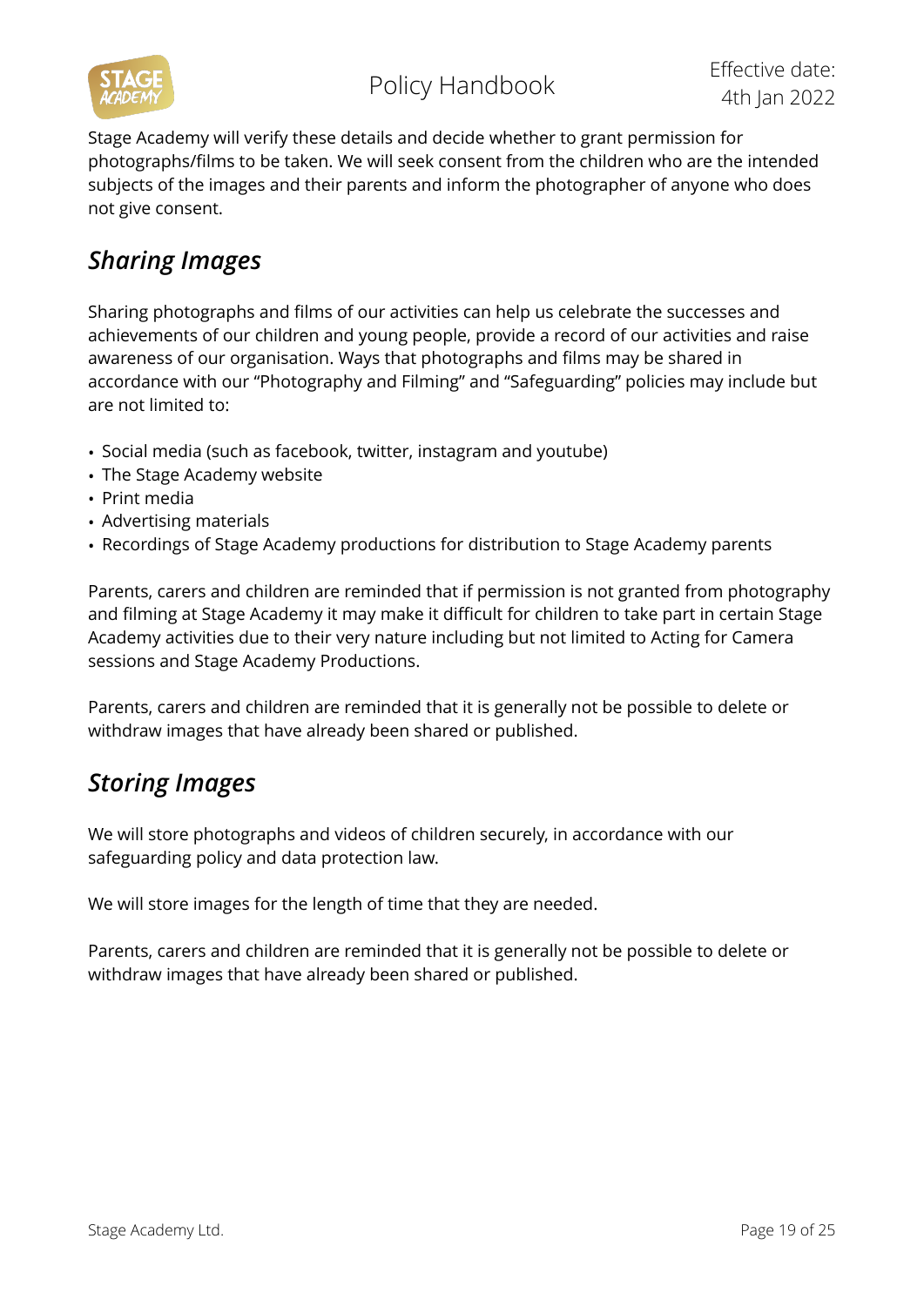Stage Academy will verify these details and decide whether to grant permission for photographs/films to be taken. We will seek consent from the children who are the intended subjects of the images and their parents and inform the photographer of anyone who does not give consent.

## *Sharing Images*

Sharing photographs and films of our activities can help us celebrate the successes and achievements of our children and young people, provide a record of our activities and raise awareness of our organisation. Ways that photographs and films may be shared in accordance with our "Photography and Filming" and "Safeguarding" policies may include but are not limited to:

- Social media (such as facebook, twitter, instagram and youtube)
- The Stage Academy website
- Print media
- Advertising materials
- Recordings of Stage Academy productions for distribution to Stage Academy parents

Parents, carers and children are reminded that if permission is not granted from photography and filming at Stage Academy it may make it difficult for children to take part in certain Stage Academy activities due to their very nature including but not limited to Acting for Camera sessions and Stage Academy Productions.

Parents, carers and children are reminded that it is generally not be possible to delete or withdraw images that have already been shared or published.

## *Storing Images*

We will store photographs and videos of children securely, in accordance with our safeguarding policy and data protection law.

We will store images for the length of time that they are needed.

Parents, carers and children are reminded that it is generally not be possible to delete or withdraw images that have already been shared or published.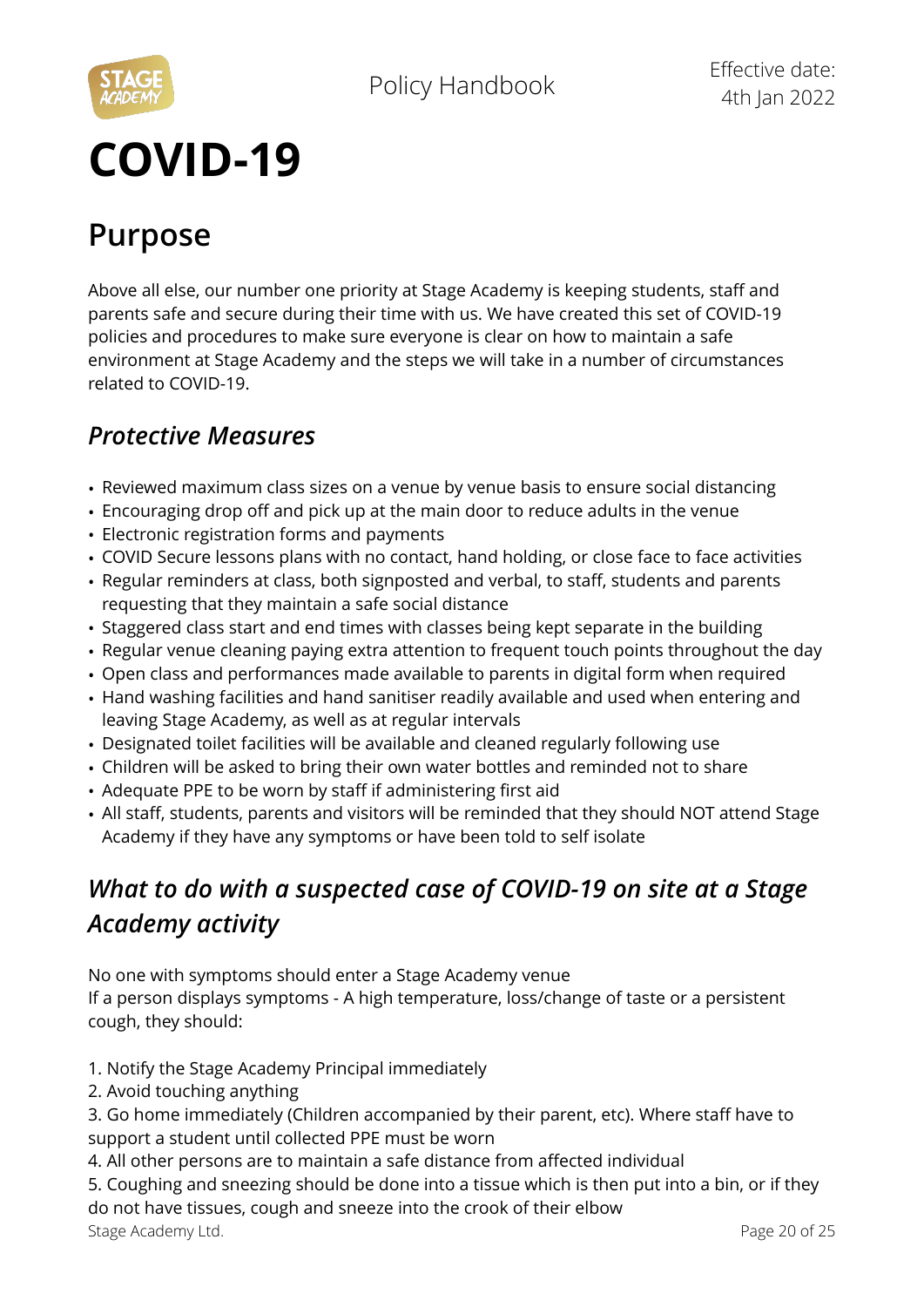# COVID-19

## Purpose

Above all else, our number one priority at Stage Academy is keeping students, staff and parents safe and secure during their time with us. We have created this set of COVID-19 policies and procedures to make sure everyone is clear on how to maintain a safe environment at Stage Academy and the steps we will take in a number of circumstances related to COVID-19.

### *Protective Measures*

- Reviewed maximum class sizes on a venue by venue basis to ensure social distancing
- Encouraging drop off and pick up at the main door to reduce adults in the venue
- Electronic registration forms and payments
- COVID Secure lessons plans with no contact, hand holding, or close face to face activities
- Regular reminders at class, both signposted and verbal, to staff, students and parents requesting that they maintain a safe social distance
- Staggered class start and end times with classes being kept separate in the building
- Regular venue cleaning paying extra attention to frequent touch points throughout the day
- Open class and performances made available to parents in digital form when required
- Hand washing facilities and hand sanitiser readily available and used when entering and leaving Stage Academy, as well as at regular intervals
- Designated toilet facilities will be available and cleaned regularly following use
- Children will be asked to bring their own water bottles and reminded not to share
- Adequate PPE to be worn by staff if administering first aid
- All staff, students, parents and visitors will be reminded that they should NOT attend Stage Academy if they have any symptoms or have been told to self isolate

### *What to do with a suspected case of COVID-19 on site at a Stage Academy activity*

No one with symptoms should enter a Stage Academy venue
If a person displays symptoms - A high temperature, loss/change of taste or a persistent cough, they should:

1. Notify the Stage Academy Principal immediately
2. Avoid touching anything
3. Go home immediately (Children accompanied by their parent, etc). Where staff have to support a student until collected PPE must be worn
4. All other persons are to maintain a safe distance from affected individual
5. Coughing and sneezing should be done into a tissue which is then put into a bin, or if they do not have tissues, cough and sneeze into the crook of their elbow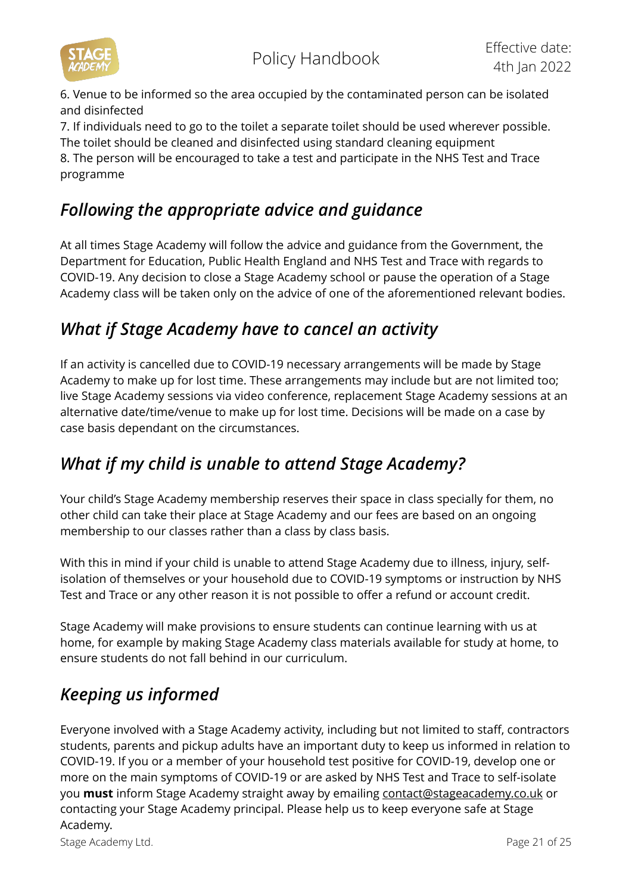6. Venue to be informed so the area occupied by the contaminated person can be isolated and disinfected
7. If individuals need to go to the toilet a separate toilet should be used wherever possible. The toilet should be cleaned and disinfected using standard cleaning equipment
8. The person will be encouraged to take a test and participate in the NHS Test and Trace programme

## *Following the appropriate advice and guidance*

At all times Stage Academy will follow the advice and guidance from the Government, the Department for Education, Public Health England and NHS Test and Trace with regards to COVID-19. Any decision to close a Stage Academy school or pause the operation of a Stage Academy class will be taken only on the advice of one of the aforementioned relevant bodies.

## *What if Stage Academy have to cancel an activity*

If an activity is cancelled due to COVID-19 necessary arrangements will be made by Stage Academy to make up for lost time. These arrangements may include but are not limited too; live Stage Academy sessions via video conference, replacement Stage Academy sessions at an alternative date/time/venue to make up for lost time. Decisions will be made on a case by case basis dependant on the circumstances.

## *What if my child is unable to attend Stage Academy?*

Your child's Stage Academy membership reserves their space in class specially for them, no other child can take their place at Stage Academy and our fees are based on an ongoing membership to our classes rather than a class by class basis.

With this in mind if your child is unable to attend Stage Academy due to illness, injury, self-isolation of themselves or your household due to COVID-19 symptoms or instruction by NHS Test and Trace or any other reason it is not possible to offer a refund or account credit.

Stage Academy will make provisions to ensure students can continue learning with us at home, for example by making Stage Academy class materials available for study at home, to ensure students do not fall behind in our curriculum.

## *Keeping us informed*

Everyone involved with a Stage Academy activity, including but not limited to staff, contractors students, parents and pickup adults have an important duty to keep us informed in relation to COVID-19. If you or a member of your household test positive for COVID-19, develop one or more on the main symptoms of COVID-19 or are asked by NHS Test and Trace to self-isolate you **must** inform Stage Academy straight away by emailing contact@stageacademy.co.uk or contacting your Stage Academy principal. Please help us to keep everyone safe at Stage Academy.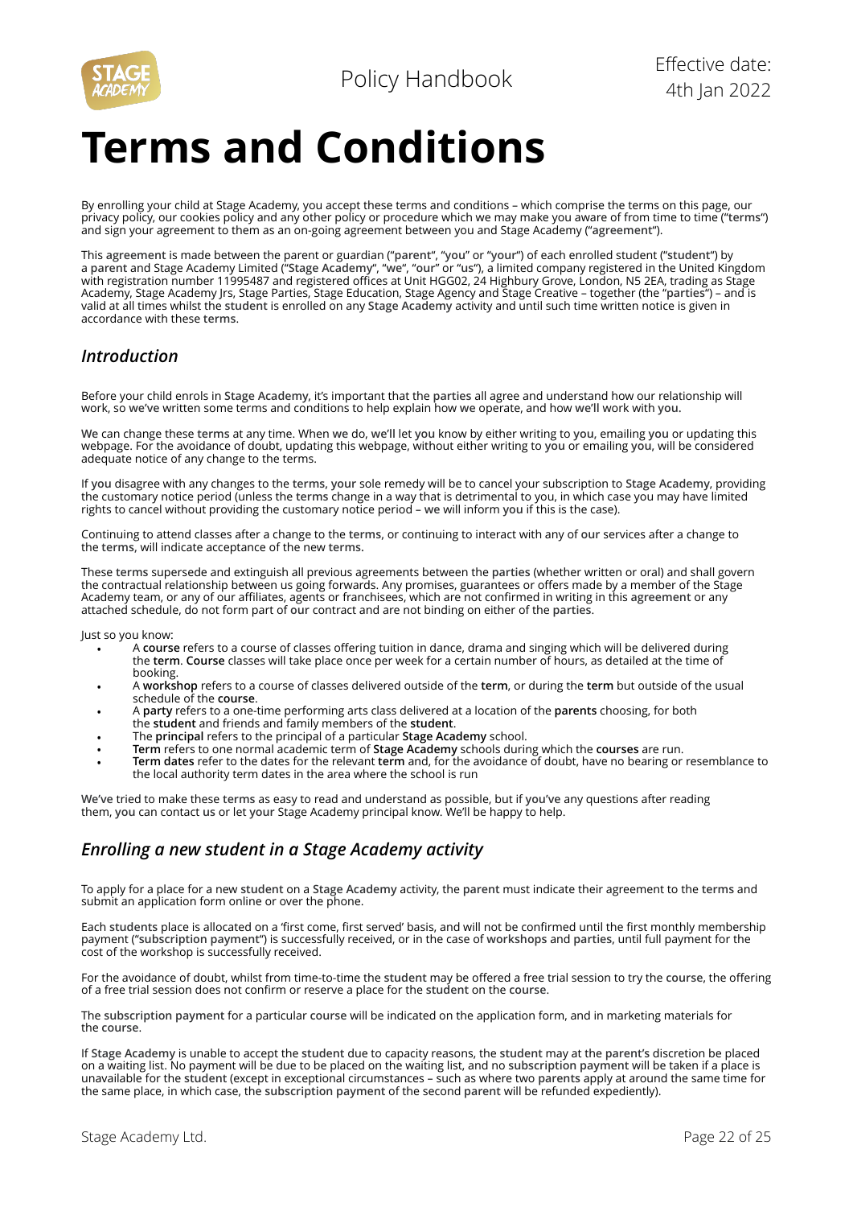# Terms and Conditions

By enrolling your child at Stage Academy, you accept these terms and conditions – which comprise the terms on this page, our privacy policy, our cookies policy and any other policy or procedure which we may make you aware of from time to time ("**terms**") and sign your agreement to them as an on-going agreement between you and Stage Academy ("**agreement**").

This **agreement** is made between the parent or guardian ("**parent**", "**you**" or "**your**") of each enrolled student ("**student**") by a **parent** and Stage Academy Limited ("**Stage Academy**", "**we**", "**our**" or "**us**"), a limited company registered in the United Kingdom with registration number 11995487 and registered offices at Unit HGG02, 24 Highbury Grove, London, N5 2EA, trading as Stage Academy, Stage Academy Jrs, Stage Parties, Stage Education, Stage Agency and Stage Creative – together (the "**parties**") – and is valid at all times whilst the **student** is enrolled on any **Stage Academy** activity and until such time written notice is given in accordance with these **terms**.

## *Introduction*

Before your child enrols in **Stage Academy**, it's important that the **parties** all agree and understand how our relationship will work, so **we've** written some terms and conditions to help explain how **we** operate, and how **we'll** work with **you**.

**We** can change these **terms** at any time. When **we** do, **we'll** let **you** know by either writing to **you**, emailing **you** or updating this webpage. For the avoidance of doubt, updating this webpage, without either writing to **you** or emailing **you**, will be considered adequate notice of any change to the terms.

If **you** disagree with any changes to the **terms**, **your** sole remedy will be to cancel your subscription to **Stage Academy**, providing the customary notice period (unless the **terms** change in a way that is detrimental to you, in which case you may have limited rights to cancel without providing the customary notice period – **we** will inform **you** if this is the case).

Continuing to attend classes after a change to the **terms**, or continuing to interact with any of **our** services after a change to the **terms**, will indicate acceptance of the new **terms**.

These **terms** supersede and extinguish all previous agreements between the **parties** (whether written or oral) and shall govern the contractual relationship between us going forwards. Any promises, guarantees or offers made by a member of the Stage Academy team, or any of our affiliates, agents or franchisees, which are not confirmed in writing in this **agreement** or any attached schedule, do not form part of **our** contract and are not binding on either of the **parties**.

Just so you know:

- A **course** refers to a course of classes offering tuition in dance, drama and singing which will be delivered during the **term**. **Course** classes will take place once per week for a certain number of hours, as detailed at the time of booking.
- A **workshop** refers to a course of classes delivered outside of the **term**, or during the **term** but outside of the usual schedule of the **course**.
- A **party** refers to a one-time performing arts class delivered at a location of the **parents** choosing, for both the **student** and friends and family members of the **student**.
- The **principal** refers to the principal of a particular **Stage Academy** school.
- **Term** refers to one normal academic term of **Stage Academy** schools during which the **courses** are run.
- **Term dates** refer to the dates for the relevant **term** and, for the avoidance of doubt, have no bearing or resemblance to the local authority term dates in the area where the school is run

**We've** tried to make these **terms** as easy to read and understand as possible, but if **you've** any questions after reading them, **you** can contact **us** or let **your** Stage Academy principal know. We'll be happy to help.

## *Enrolling a new student in a Stage Academy activity*

To apply for a place for a new **student** on a **Stage Academy** activity, the **parent** must indicate their agreement to the **terms** and submit an application form online or over the phone.

Each **students** place is allocated on a 'first come, first served' basis, and will not be confirmed until the first monthly membership payment ("**subscription payment**") is successfully received, or in the case of **workshops** and **parties**, until full payment for the cost of the workshop is successfully received.

For the avoidance of doubt, whilst from time-to-time the **student** may be offered a free trial session to try the **course**, the offering of a free trial session does not confirm or reserve a place for the **student** on the **course**.

The **subscription payment** for a particular **course** will be indicated on the application form, and in marketing materials for the **course**.

If **Stage Academy** is unable to accept the **student** due to capacity reasons, the **student** may at the **parent's** discretion be placed on a waiting list. No payment will be due to be placed on the waiting list, and no **subscription payment** will be taken if a place is unavailable for the **student** (except in exceptional circumstances – such as where two **parents** apply at around the same time for the same place, in which case, the **subscription payment** of the second **parent** will be refunded expediently).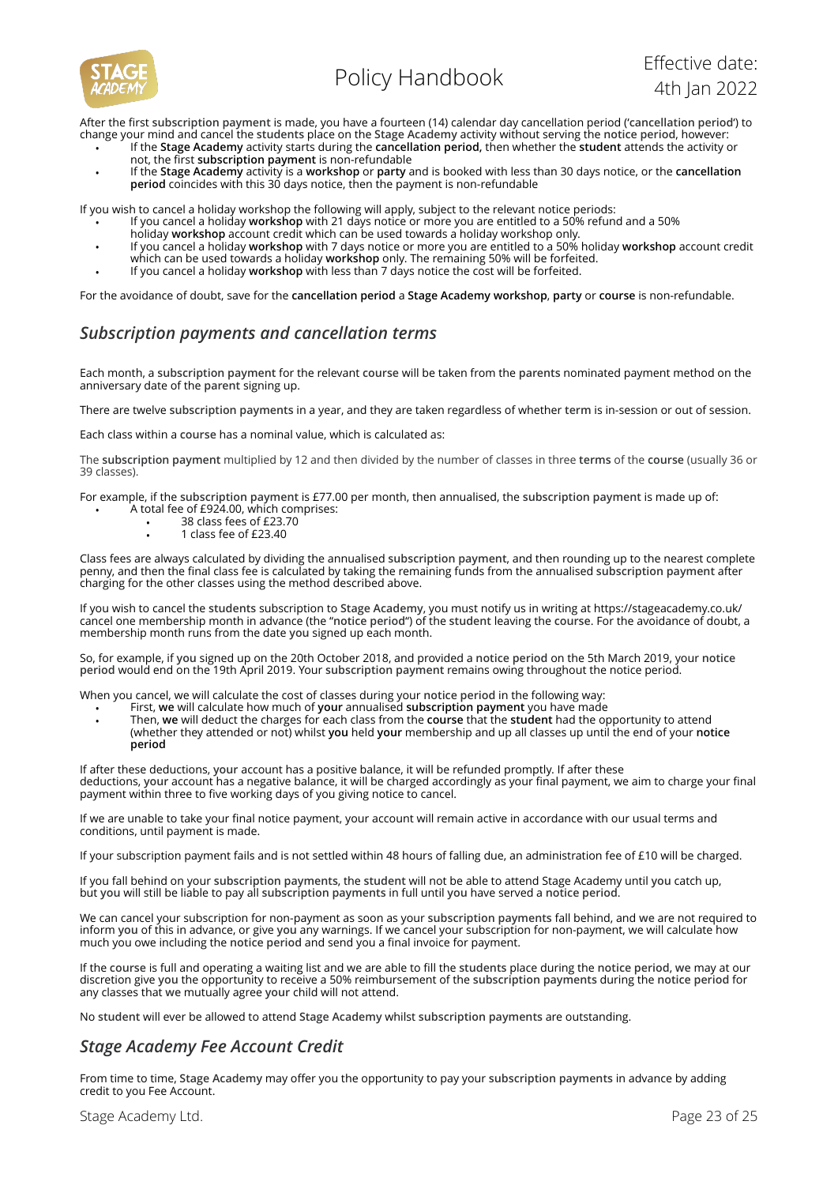After the first **subscription payment** is made, you have a fourteen (14) calendar day cancellation period ('**cancellation period**') to change your mind and cancel the **students** place on the **Stage Academy** activity without serving the **notice period**, however:

- If the **Stage Academy** activity starts during the **cancellation period**, then whether the **student** attends the activity or not, the first **subscription payment** is non-refundable
- If the **Stage Academy** activity is a **workshop** or **party** and is booked with less than 30 days notice, or the **cancellation period** coincides with this 30 days notice, then the payment is non-refundable

If you wish to cancel a holiday workshop the following will apply, subject to the relevant notice periods:

- If you cancel a holiday **workshop** with 21 days notice or more you are entitled to a 50% refund and a 50% holiday **workshop** account credit which can be used towards a holiday workshop only.
- If you cancel a holiday **workshop** with 7 days notice or more you are entitled to a 50% holiday **workshop** account credit which can be used towards a holiday **workshop** only. The remaining 50% will be forfeited.
- If you cancel a holiday **workshop** with less than 7 days notice the cost will be forfeited.

For the avoidance of doubt, save for the **cancellation period** a **Stage Academy workshop**, **party** or **course** is non-refundable.

## *Subscription payments and cancellation terms*

Each month, a **subscription payment** for the relevant **course** will be taken from the **parents** nominated payment method on the anniversary date of the **parent** signing up.

There are twelve **subscription payments** in a year, and they are taken regardless of whether **term** is in-session or out of session.

Each class within a **course** has a nominal value, which is calculated as:

The **subscription payment** multiplied by 12 and then divided by the number of classes in three **terms** of the **course** (usually 36 or 39 classes).

For example, if the **subscription payment** is £77.00 per month, then annualised, the **subscription payment** is made up of:

- A total fee of £924.00, which comprises:
  - 38 class fees of £23.70
  - 1 class fee of £23.40

Class fees are always calculated by dividing the annualised **subscription payment**, and then rounding up to the nearest complete penny, and then the final class fee is calculated by taking the remaining funds from the annualised **subscription payment** after charging for the other classes using the method described above.

If you wish to cancel the **students** subscription to **Stage Academy**, you must notify us in writing at https://stageacademy.co.uk/cancel one membership month in advance (the "**notice period**") of the **student** leaving the **course**. For the avoidance of doubt, a membership month runs from the date **you** signed up each month.

So, for example, if **you** signed up on the 20th October 2018, and provided a **notice period** on the 5th March 2019, your **notice period** would end on the 19th April 2019. Your **subscription payment** remains owing throughout the notice period.

When you cancel, we will calculate the cost of classes during your **notice period** in the following way:

- First, **we** will calculate how much of **your** annualised **subscription payment** you have made
- Then, **we** will deduct the charges for each class from the **course** that the **student** had the opportunity to attend (whether they attended or not) whilst **you** held **your** membership and up all classes up until the end of your **notice period**

If after these deductions, **your** account has a positive balance, it will be refunded promptly. If after these deductions, **your** account has a negative balance, it will be charged accordingly as your final payment, we aim to charge your final payment within three to five working days of you giving notice to cancel.

If we are unable to take your final notice payment, your account will remain active in accordance with our usual terms and conditions, until payment is made.

If your subscription payment fails and is not settled within 48 hours of falling due, an administration fee of £10 will be charged.

If you fall behind on your **subscription payments**, the **student** will not be able to attend Stage Academy until **you** catch up, but **you** will still be liable to pay all **subscription payments** in full until **you** have served a **notice period**.

We can cancel your subscription for non-payment as soon as your **subscription payments** fall behind, and **we** are not required to inform **you** of this in advance, or give **you** any warnings. If we cancel your subscription for non-payment, we will calculate how much you owe including the **notice period** and send you a final invoice for payment.

If the **course** is full and operating a waiting list and we are able to fill the **students** place during the **notice period**, **we** may at our discretion give **you** the opportunity to receive a 50% reimbursement of the **subscription payments** during the **notice period** for any classes that **we** mutually agree **your** child will not attend.

No **student** will ever be allowed to attend **Stage Academy** whilst **subscription payments** are outstanding.

## *Stage Academy Fee Account Credit*

From time to time, **Stage Academy** may offer you the opportunity to pay your **subscription payments** in advance by adding credit to you Fee Account.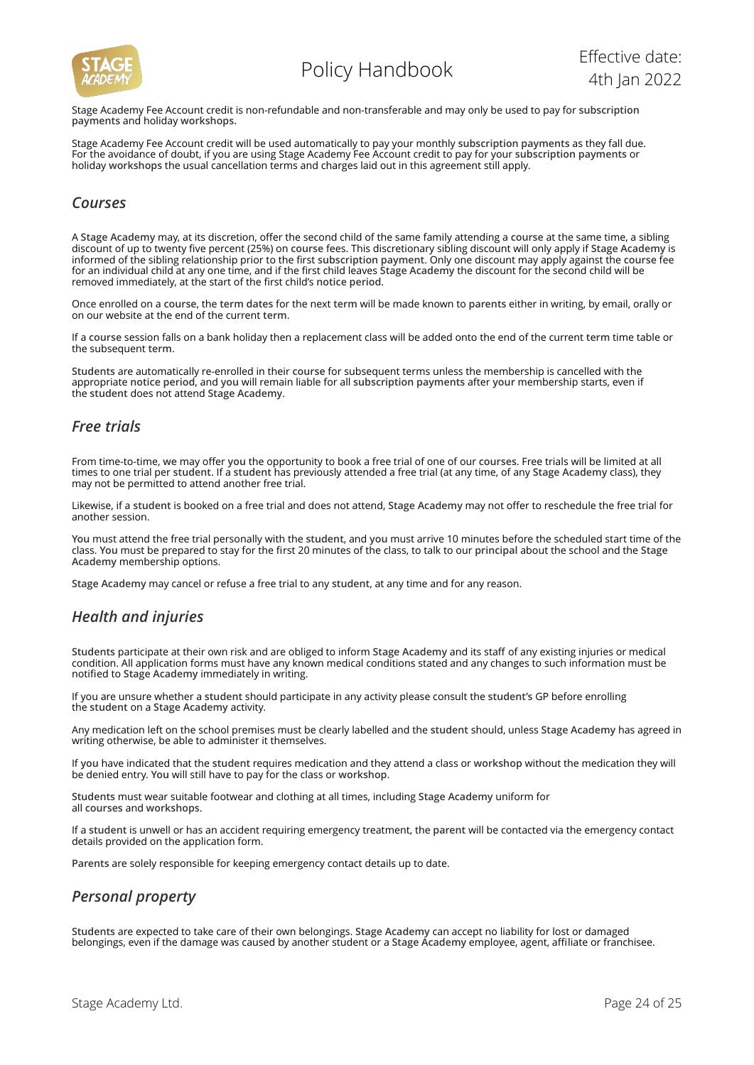Stage Academy Fee Account credit is non-refundable and non-transferable and may only be used to pay for **subscription payments** and holiday **workshops.**

Stage Academy Fee Account credit will be used automatically to pay your monthly **subscription payments** as they fall due. For the avoidance of doubt, if you are using Stage Academy Fee Account credit to pay for your **subscription payments** or holiday **workshops** the usual cancellation terms and charges laid out in this agreement still apply.

## *Courses*

A **Stage Academy** may, at its discretion, offer the second child of the same family attending a **course** at the same time, a sibling discount of up to twenty five percent (25%) on **course** fees. This discretionary sibling discount will only apply if **Stage Academy** is informed of the sibling relationship prior to the first **subscription payment**. Only one discount may apply against the **course** fee for an individual child at any one time, and if the first child leaves **Stage Academy** the discount for the second child will be removed immediately, at the start of the first child's **notice period**.

Once enrolled on a **course**, the **term dates** for the next **term** will be made known to **parents** either in writing, by email, orally or on our website at the end of the current **term**.

If a **course** session falls on a bank holiday then a replacement class will be added onto the end of the current **term** time table or the subsequent **term**.

**Students** are automatically re-enrolled in their **course** for subsequent terms unless the membership is cancelled with the appropriate **notice period**, and **you** will remain liable for all **subscription payments** after **your** membership starts, even if the **student** does not attend **Stage Academy**.

## *Free trials*

From time-to-time, **we** may offer **you** the opportunity to book a free trial of one of our **courses**. Free trials will be limited at all times to one trial per **student**. If a **student** has previously attended a free trial (at any time, of any **Stage Academy** class), they may not be permitted to attend another free trial.

Likewise, if a **student** is booked on a free trial and does not attend, **Stage Academy** may not offer to reschedule the free trial for another session.

**You** must attend the free trial personally with the **student**, and **you** must arrive 10 minutes before the scheduled start time of the class. **You** must be prepared to stay for the first 20 minutes of the class, to talk to our **principal** about the school and the **Stage Academy** membership options.

**Stage Academy** may cancel or refuse a free trial to any **student**, at any time and for any reason.

## *Health and injuries*

**Students** participate at their own risk and are obliged to inform **Stage Academy** and its staff of any existing injuries or medical condition. All application forms must have any known medical conditions stated and any changes to such information must be notified to **Stage Academy** immediately in writing.

If you are unsure whether a **student** should participate in any activity please consult the **student's** GP before enrolling the **student** on a **Stage Academy** activity.

Any medication left on the school premises must be clearly labelled and the **student** should, unless **Stage Academy** has agreed in writing otherwise, be able to administer it themselves.

If **you** have indicated that the **student** requires medication and they attend a class or **workshop** without the medication they will be denied entry. **You** will still have to pay for the class or **workshop**.

**Students** must wear suitable footwear and clothing at all times, including **Stage Academy** uniform for all **courses** and **workshops**.

If a **student** is unwell or has an accident requiring emergency treatment, the **parent** will be contacted via the emergency contact details provided on the application form.

**Parents** are solely responsible for keeping emergency contact details up to date.

## *Personal property*

**Students** are expected to take care of their own belongings. **Stage Academy** can accept no liability for lost or damaged belongings, even if the damage was caused by another student or a **Stage Academy** employee, agent, affiliate or franchisee.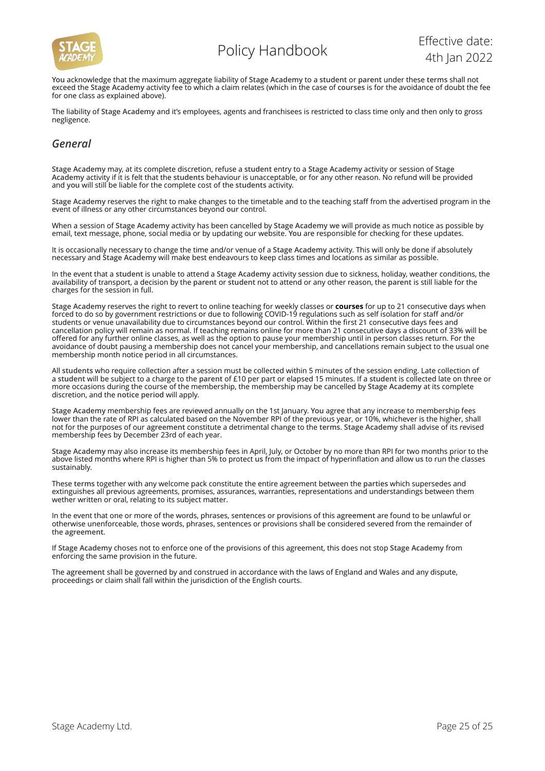You acknowledge that the maximum aggregate liability of Stage Academy to a student or parent under these terms shall not exceed the Stage Academy activity fee to which a claim relates (which in the case of courses is for the avoidance of doubt the fee for one class as explained above).

The liability of Stage Academy and it's employees, agents and franchisees is restricted to class time only and then only to gross negligence.

## *General*

Stage Academy may, at its complete discretion, refuse a student entry to a Stage Academy activity or session of Stage Academy activity if it is felt that the students behaviour is unacceptable, or for any other reason. No refund will be provided and you will still be liable for the complete cost of the students activity.

Stage Academy reserves the right to make changes to the timetable and to the teaching staff from the advertised program in the event of illness or any other circumstances beyond our control.

When a session of Stage Academy activity has been cancelled by Stage Academy we will provide as much notice as possible by email, text message, phone, social media or by updating our website. You are responsible for checking for these updates.

It is occasionally necessary to change the time and/or venue of a Stage Academy activity. This will only be done if absolutely necessary and Stage Academy will make best endeavours to keep class times and locations as similar as possible.

In the event that a student is unable to attend a Stage Academy activity session due to sickness, holiday, weather conditions, the availability of transport, a decision by the parent or student not to attend or any other reason, the parent is still liable for the charges for the session in full.

Stage Academy reserves the right to revert to online teaching for weekly classes or **courses** for up to 21 consecutive days when forced to do so by government restrictions or due to following COVID-19 regulations such as self isolation for staff and/or students or venue unavailability due to circumstances beyond our control. Within the first 21 consecutive days fees and cancellation policy will remain as normal. If teaching remains online for more than 21 consecutive days a discount of 33% will be offered for any further online classes, as well as the option to pause your membership until in person classes return. For the avoidance of doubt pausing a membership does not cancel your membership, and cancellations remain subject to the usual one membership month notice period in all circumstances.

All students who require collection after a session must be collected within 5 minutes of the session ending. Late collection of a student will be subject to a charge to the parent of £10 per part or elapsed 15 minutes. If a student is collected late on three or more occasions during the course of the membership, the membership may be cancelled by Stage Academy at its complete discretion, and the notice period will apply.

Stage Academy membership fees are reviewed annually on the 1st January. You agree that any increase to membership fees lower than the rate of RPI as calculated based on the November RPI of the previous year, or 10%, whichever is the higher, shall not for the purposes of our agreement constitute a detrimental change to the terms. Stage Academy shall advise of its revised membership fees by December 23rd of each year.

Stage Academy may also increase its membership fees in April, July, or October by no more than RPI for two months prior to the above listed months where RPI is higher than 5% to protect us from the impact of hyperinflation and allow us to run the classes sustainably.

These terms together with any welcome pack constitute the entire agreement between the parties which supersedes and extinguishes all previous agreements, promises, assurances, warranties, representations and understandings between them wether written or oral, relating to its subject matter.

In the event that one or more of the words, phrases, sentences or provisions of this agreement are found to be unlawful or otherwise unenforceable, those words, phrases, sentences or provisions shall be considered severed from the remainder of the agreement.

If Stage Academy choses not to enforce one of the provisions of this agreement, this does not stop Stage Academy from enforcing the same provision in the future.

The agreement shall be governed by and construed in accordance with the laws of England and Wales and any dispute, proceedings or claim shall fall within the jurisdiction of the English courts.